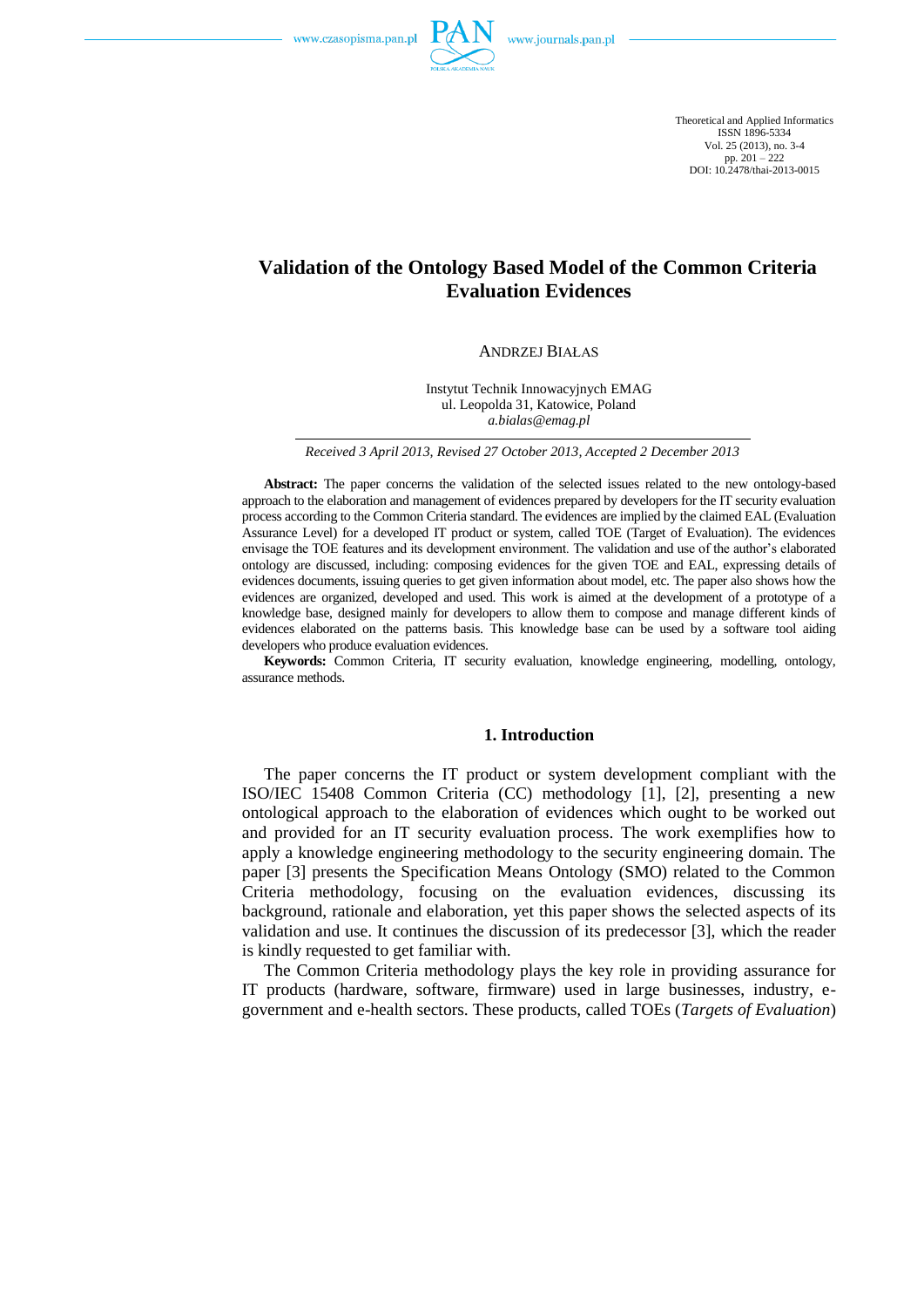# Validation of the Ontology Based Model of the Common Criteria Evaluation Evidences

ANDRZEJ BIAŁAS

Instytut Technik Innowacyjnych EMAG
ul. Leopolda 31, Katowice, Poland
*a.bialas@emag.pl*

*Received 3 April 2013, Revised 27 October 2013, Accepted 2 December 2013*

**Abstract:** The paper concerns the validation of the selected issues related to the new ontology-based approach to the elaboration and management of evidences prepared by developers for the IT security evaluation process according to the Common Criteria standard. The evidences are implied by the claimed EAL (Evaluation Assurance Level) for a developed IT product or system, called TOE (Target of Evaluation). The evidences envisage the TOE features and its development environment. The validation and use of the author's elaborated ontology are discussed, including: composing evidences for the given TOE and EAL, expressing details of evidences documents, issuing queries to get given information about model, etc. The paper also shows how the evidences are organized, developed and used. This work is aimed at the development of a prototype of a knowledge base, designed mainly for developers to allow them to compose and manage different kinds of evidences elaborated on the patterns basis. This knowledge base can be used by a software tool aiding developers who produce evaluation evidences.

**Keywords:** Common Criteria, IT security evaluation, knowledge engineering, modelling, ontology, assurance methods.

## 1. Introduction

The paper concerns the IT product or system development compliant with the ISO/IEC 15408 Common Criteria (CC) methodology [1], [2], presenting a new ontological approach to the elaboration of evidences which ought to be worked out and provided for an IT security evaluation process. The work exemplifies how to apply a knowledge engineering methodology to the security engineering domain. The paper [3] presents the Specification Means Ontology (SMO) related to the Common Criteria methodology, focusing on the evaluation evidences, discussing its background, rationale and elaboration, yet this paper shows the selected aspects of its validation and use. It continues the discussion of its predecessor [3], which the reader is kindly requested to get familiar with.

The Common Criteria methodology plays the key role in providing assurance for IT products (hardware, software, firmware) used in large businesses, industry, e-government and e-health sectors. These products, called TOEs (*Targets of Evaluation*)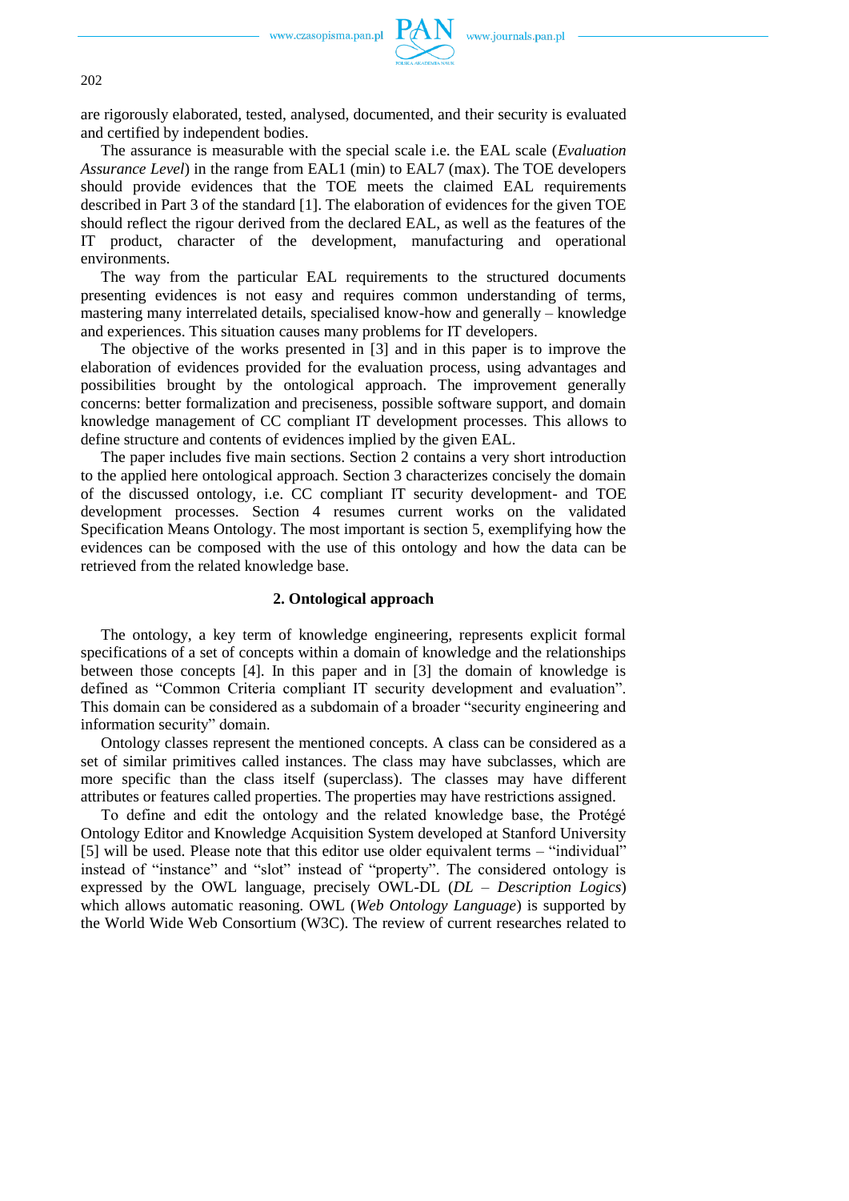are rigorously elaborated, tested, analysed, documented, and their security is evaluated and certified by independent bodies.

The assurance is measurable with the special scale i.e. the EAL scale (*Evaluation Assurance Level*) in the range from EAL1 (min) to EAL7 (max). The TOE developers should provide evidences that the TOE meets the claimed EAL requirements described in Part 3 of the standard [1]. The elaboration of evidences for the given TOE should reflect the rigour derived from the declared EAL, as well as the features of the IT product, character of the development, manufacturing and operational environments.

The way from the particular EAL requirements to the structured documents presenting evidences is not easy and requires common understanding of terms, mastering many interrelated details, specialised know-how and generally – knowledge and experiences. This situation causes many problems for IT developers.

The objective of the works presented in [3] and in this paper is to improve the elaboration of evidences provided for the evaluation process, using advantages and possibilities brought by the ontological approach. The improvement generally concerns: better formalization and preciseness, possible software support, and domain knowledge management of CC compliant IT development processes. This allows to define structure and contents of evidences implied by the given EAL.

The paper includes five main sections. Section 2 contains a very short introduction to the applied here ontological approach. Section 3 characterizes concisely the domain of the discussed ontology, i.e. CC compliant IT security development- and TOE development processes. Section 4 resumes current works on the validated Specification Means Ontology. The most important is section 5, exemplifying how the evidences can be composed with the use of this ontology and how the data can be retrieved from the related knowledge base.

## 2. Ontological approach

The ontology, a key term of knowledge engineering, represents explicit formal specifications of a set of concepts within a domain of knowledge and the relationships between those concepts [4]. In this paper and in [3] the domain of knowledge is defined as "Common Criteria compliant IT security development and evaluation". This domain can be considered as a subdomain of a broader "security engineering and information security" domain.

Ontology classes represent the mentioned concepts. A class can be considered as a set of similar primitives called instances. The class may have subclasses, which are more specific than the class itself (superclass). The classes may have different attributes or features called properties. The properties may have restrictions assigned.

To define and edit the ontology and the related knowledge base, the Protégé Ontology Editor and Knowledge Acquisition System developed at Stanford University [5] will be used. Please note that this editor use older equivalent terms – "individual" instead of "instance" and "slot" instead of "property". The considered ontology is expressed by the OWL language, precisely OWL-DL (*DL – Description Logics*) which allows automatic reasoning. OWL (*Web Ontology Language*) is supported by the World Wide Web Consortium (W3C). The review of current researches related to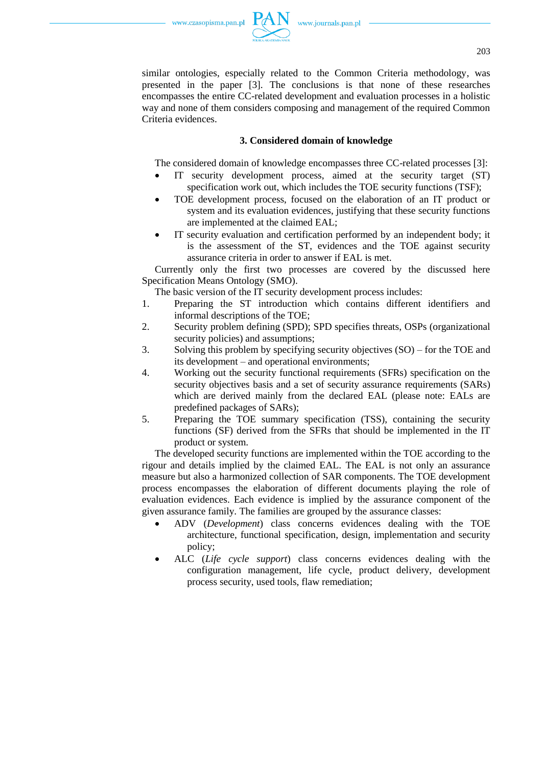similar ontologies, especially related to the Common Criteria methodology, was presented in the paper [3]. The conclusions is that none of these researches encompasses the entire CC-related development and evaluation processes in a holistic way and none of them considers composing and management of the required Common Criteria evidences.

## 3. Considered domain of knowledge

The considered domain of knowledge encompasses three CC-related processes [3]:

- IT security development process, aimed at the security target (ST) specification work out, which includes the TOE security functions (TSF);
- TOE development process, focused on the elaboration of an IT product or system and its evaluation evidences, justifying that these security functions are implemented at the claimed EAL;
- IT security evaluation and certification performed by an independent body; it is the assessment of the ST, evidences and the TOE against security assurance criteria in order to answer if EAL is met.

Currently only the first two processes are covered by the discussed here Specification Means Ontology (SMO).

The basic version of the IT security development process includes:

1. Preparing the ST introduction which contains different identifiers and informal descriptions of the TOE;
2. Security problem defining (SPD); SPD specifies threats, OSPs (organizational security policies) and assumptions;
3. Solving this problem by specifying security objectives (SO) – for the TOE and its development – and operational environments;
4. Working out the security functional requirements (SFRs) specification on the security objectives basis and a set of security assurance requirements (SARs) which are derived mainly from the declared EAL (please note: EALs are predefined packages of SARs);
5. Preparing the TOE summary specification (TSS), containing the security functions (SF) derived from the SFRs that should be implemented in the IT product or system.

The developed security functions are implemented within the TOE according to the rigour and details implied by the claimed EAL. The EAL is not only an assurance measure but also a harmonized collection of SAR components. The TOE development process encompasses the elaboration of different documents playing the role of evaluation evidences. Each evidence is implied by the assurance component of the given assurance family. The families are grouped by the assurance classes:

- ADV (*Development*) class concerns evidences dealing with the TOE architecture, functional specification, design, implementation and security policy;
- ALC (*Life cycle support*) class concerns evidences dealing with the configuration management, life cycle, product delivery, development process security, used tools, flaw remediation;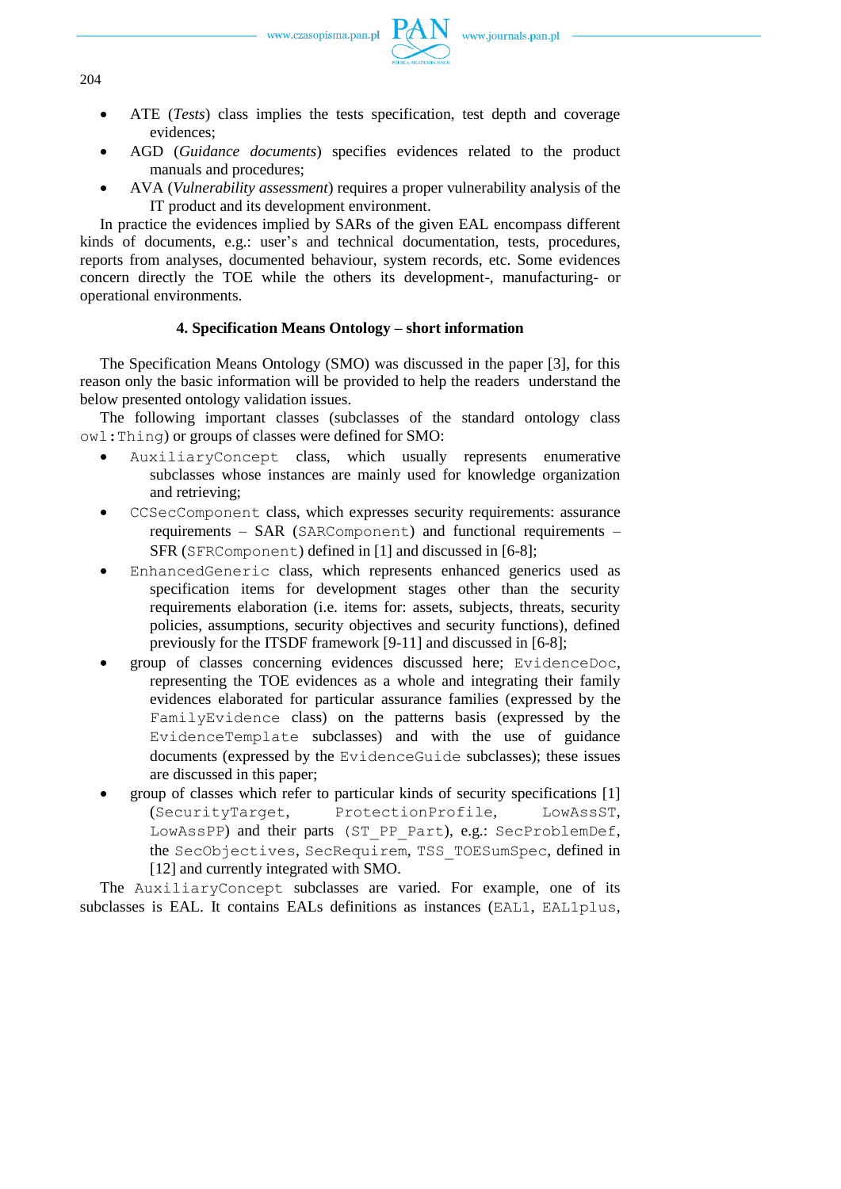- ATE (*Tests*) class implies the tests specification, test depth and coverage evidences;
- AGD (*Guidance documents*) specifies evidences related to the product manuals and procedures;
- AVA (*Vulnerability assessment*) requires a proper vulnerability analysis of the IT product and its development environment.

In practice the evidences implied by SARs of the given EAL encompass different kinds of documents, e.g.: user's and technical documentation, tests, procedures, reports from analyses, documented behaviour, system records, etc. Some evidences concern directly the TOE while the others its development-, manufacturing- or operational environments.

## 4. Specification Means Ontology – short information

The Specification Means Ontology (SMO) was discussed in the paper [3], for this reason only the basic information will be provided to help the readers understand the below presented ontology validation issues.

The following important classes (subclasses of the standard ontology class `owl:Thing`) or groups of classes were defined for SMO:

- `AuxiliaryConcept` class, which usually represents enumerative subclasses whose instances are mainly used for knowledge organization and retrieving;
- `CCSecComponent` class, which expresses security requirements: assurance requirements – SAR (`SARComponent`) and functional requirements – SFR (`SFRComponent`) defined in [1] and discussed in [6-8];
- `EnhancedGeneric` class, which represents enhanced generics used as specification items for development stages other than the security requirements elaboration (i.e. items for: assets, subjects, threats, security policies, assumptions, security objectives and security functions), defined previously for the ITSDF framework [9-11] and discussed in [6-8];
- group of classes concerning evidences discussed here; `EvidenceDoc`, representing the TOE evidences as a whole and integrating their family evidences elaborated for particular assurance families (expressed by the `FamilyEvidence` class) on the patterns basis (expressed by the `EvidenceTemplate` subclasses) and with the use of guidance documents (expressed by the `EvidenceGuide` subclasses); these issues are discussed in this paper;
- group of classes which refer to particular kinds of security specifications [1] (`SecurityTarget`, `ProtectionProfile`, `LowAssST`, `LowAssPP`) and their parts (`ST_PP_Part`), e.g.: `SecProblemDef`, the `SecObjectives`, `SecRequirem`, `TSS_TOESumSpec`, defined in [12] and currently integrated with SMO.

The `AuxiliaryConcept` subclasses are varied. For example, one of its subclasses is EAL. It contains EALs definitions as instances (`EAL1`, `EAL1plus`,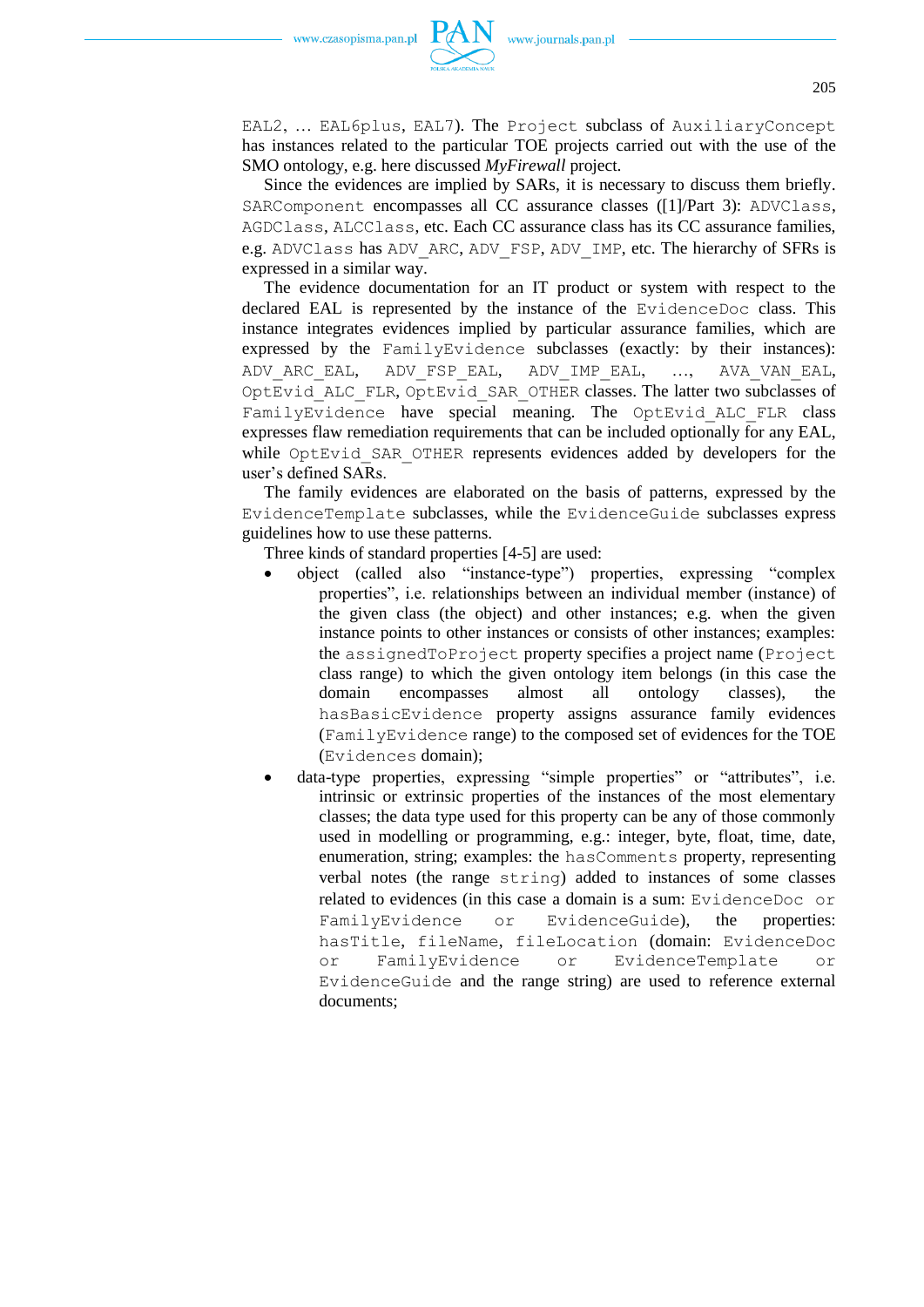EAL2, … EAL6plus, EAL7). The Project subclass of AuxiliaryConcept has instances related to the particular TOE projects carried out with the use of the SMO ontology, e.g. here discussed *MyFirewall* project.

Since the evidences are implied by SARs, it is necessary to discuss them briefly. SARComponent encompasses all CC assurance classes ([1]/Part 3): ADVClass, AGDClass, ALCClass, etc. Each CC assurance class has its CC assurance families, e.g. ADVClass has ADV_ARC, ADV_FSP, ADV_IMP, etc. The hierarchy of SFRs is expressed in a similar way.

The evidence documentation for an IT product or system with respect to the declared EAL is represented by the instance of the EvidenceDoc class. This instance integrates evidences implied by particular assurance families, which are expressed by the FamilyEvidence subclasses (exactly: by their instances): ADV_ARC_EAL, ADV_FSP_EAL, ADV_IMP_EAL, …, AVA_VAN_EAL, OptEvid_ALC_FLR, OptEvid_SAR_OTHER classes. The latter two subclasses of FamilyEvidence have special meaning. The OptEvid_ALC_FLR class expresses flaw remediation requirements that can be included optionally for any EAL, while OptEvid_SAR_OTHER represents evidences added by developers for the user's defined SARs.

The family evidences are elaborated on the basis of patterns, expressed by the EvidenceTemplate subclasses, while the EvidenceGuide subclasses express guidelines how to use these patterns.

Three kinds of standard properties [4-5] are used:

- object (called also "instance-type") properties, expressing "complex properties", i.e. relationships between an individual member (instance) of the given class (the object) and other instances; e.g. when the given instance points to other instances or consists of other instances; examples: the assignedToProject property specifies a project name (Project class range) to which the given ontology item belongs (in this case the domain encompasses almost all ontology classes), the hasBasicEvidence property assigns assurance family evidences (FamilyEvidence range) to the composed set of evidences for the TOE (Evidences domain);
- data-type properties, expressing "simple properties" or "attributes", i.e. intrinsic or extrinsic properties of the instances of the most elementary classes; the data type used for this property can be any of those commonly used in modelling or programming, e.g.: integer, byte, float, time, date, enumeration, string; examples: the hasComments property, representing verbal notes (the range string) added to instances of some classes related to evidences (in this case a domain is a sum: EvidenceDoc or FamilyEvidence or EvidenceGuide), the properties: hasTitle, fileName, fileLocation (domain: EvidenceDoc or FamilyEvidence or EvidenceTemplate or EvidenceGuide and the range string) are used to reference external documents;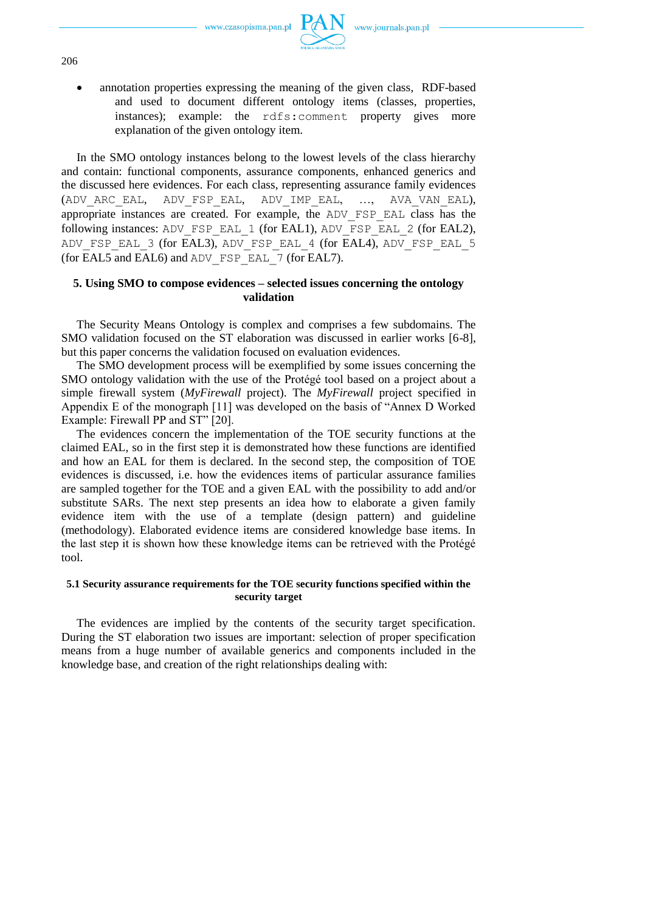- annotation properties expressing the meaning of the given class, RDF-based and used to document different ontology items (classes, properties, instances); example: the `rdfs:comment` property gives more explanation of the given ontology item.

In the SMO ontology instances belong to the lowest levels of the class hierarchy and contain: functional components, assurance components, enhanced generics and the discussed here evidences. For each class, representing assurance family evidences (`ADV_ARC_EAL`, `ADV_FSP_EAL`, `ADV_IMP_EAL`, …, `AVA_VAN_EAL`), appropriate instances are created. For example, the `ADV_FSP_EAL` class has the following instances: `ADV_FSP_EAL_1` (for EAL1), `ADV_FSP_EAL_2` (for EAL2), `ADV_FSP_EAL_3` (for EAL3), `ADV_FSP_EAL_4` (for EAL4), `ADV_FSP_EAL_5` (for EAL5 and EAL6) and `ADV_FSP_EAL_7` (for EAL7).

## 5. Using SMO to compose evidences – selected issues concerning the ontology validation

The Security Means Ontology is complex and comprises a few subdomains. The SMO validation focused on the ST elaboration was discussed in earlier works [6-8], but this paper concerns the validation focused on evaluation evidences.

The SMO development process will be exemplified by some issues concerning the SMO ontology validation with the use of the Protégé tool based on a project about a simple firewall system (*MyFirewall* project). The *MyFirewall* project specified in Appendix E of the monograph [11] was developed on the basis of "Annex D Worked Example: Firewall PP and ST" [20].

The evidences concern the implementation of the TOE security functions at the claimed EAL, so in the first step it is demonstrated how these functions are identified and how an EAL for them is declared. In the second step, the composition of TOE evidences is discussed, i.e. how the evidences items of particular assurance families are sampled together for the TOE and a given EAL with the possibility to add and/or substitute SARs. The next step presents an idea how to elaborate a given family evidence item with the use of a template (design pattern) and guideline (methodology). Elaborated evidence items are considered knowledge base items. In the last step it is shown how these knowledge items can be retrieved with the Protégé tool.

### 5.1 Security assurance requirements for the TOE security functions specified within the security target

The evidences are implied by the contents of the security target specification. During the ST elaboration two issues are important: selection of proper specification means from a huge number of available generics and components included in the knowledge base, and creation of the right relationships dealing with: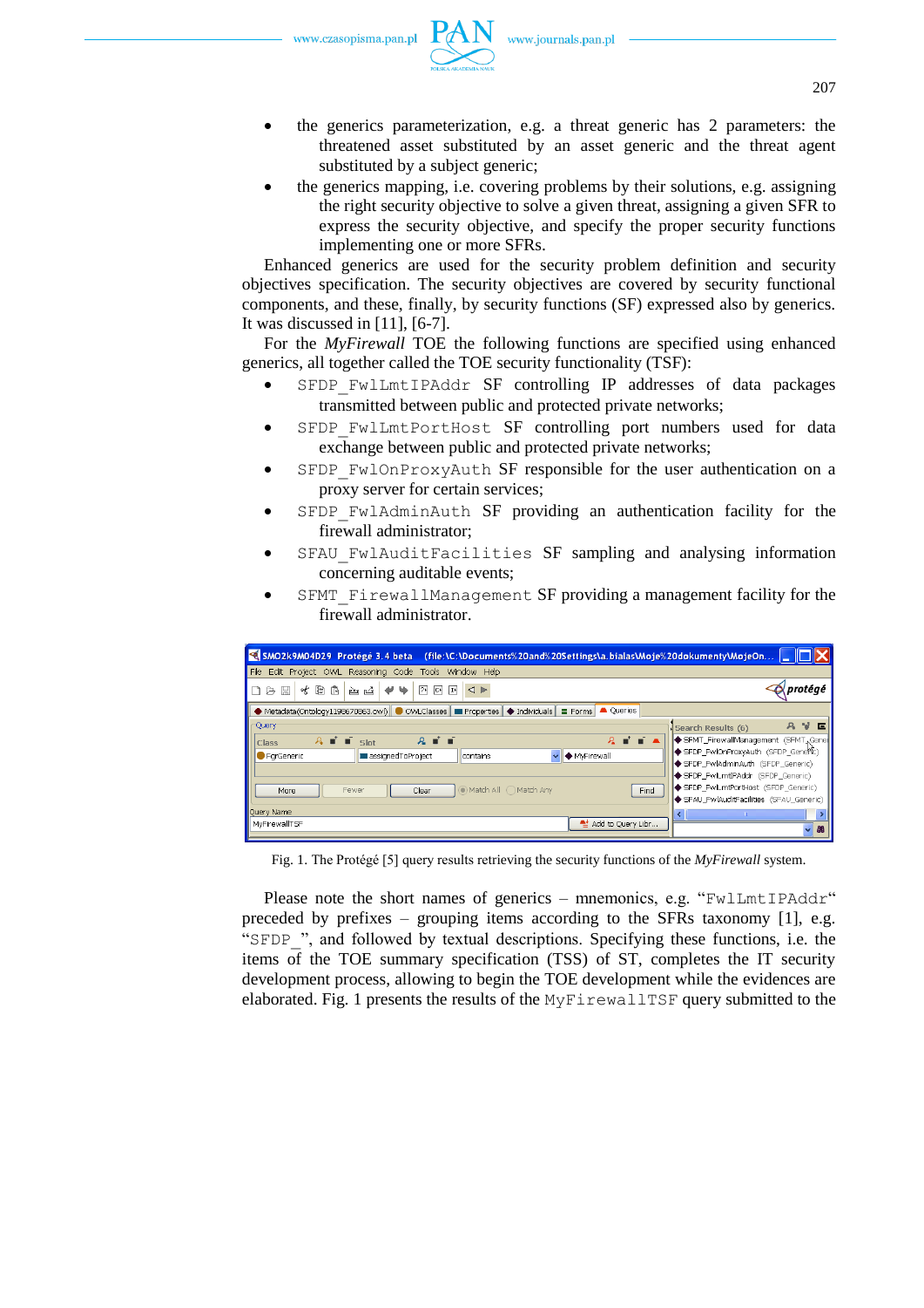- the generics parameterization, e.g. a threat generic has 2 parameters: the threatened asset substituted by an asset generic and the threat agent substituted by a subject generic;
- the generics mapping, i.e. covering problems by their solutions, e.g. assigning the right security objective to solve a given threat, assigning a given SFR to express the security objective, and specify the proper security functions implementing one or more SFRs.

Enhanced generics are used for the security problem definition and security objectives specification. The security objectives are covered by security functional components, and these, finally, by security functions (SF) expressed also by generics. It was discussed in [11], [6-7].

For the *MyFirewall* TOE the following functions are specified using enhanced generics, all together called the TOE security functionality (TSF):

- `SFDP_FwlLmtIPAddr` SF controlling IP addresses of data packages transmitted between public and protected private networks;
- `SFDP_FwlLmtPortHost` SF controlling port numbers used for data exchange between public and protected private networks;
- `SFDP_FwlOnProxyAuth` SF responsible for the user authentication on a proxy server for certain services;
- `SFDP_FwlAdminAuth` SF providing an authentication facility for the firewall administrator;
- `SFAU_FwlAuditFacilities` SF sampling and analysing information concerning auditable events;
- `SFMT_FirewallManagement` SF providing a management facility for the firewall administrator.

Fig. 1. The Protégé [5] query results retrieving the security functions of the *MyFirewall* system.

Please note the short names of generics – mnemonics, e.g. "`FwlLmtIPAddr`" preceded by prefixes – grouping items according to the SFRs taxonomy [1], e.g. "`SFDP_`", and followed by textual descriptions. Specifying these functions, i.e. the items of the TOE summary specification (TSS) of ST, completes the IT security development process, allowing to begin the TOE development while the evidences are elaborated. Fig. 1 presents the results of the `MyFirewallTSF` query submitted to the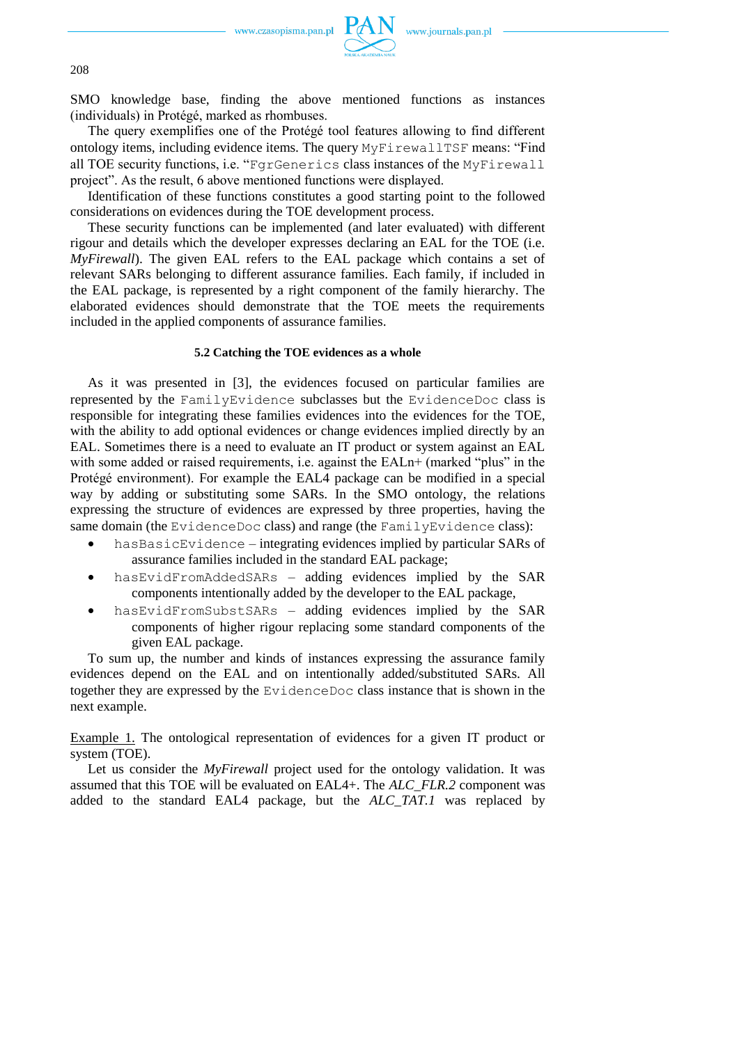SMO knowledge base, finding the above mentioned functions as instances (individuals) in Protégé, marked as rhombuses.

The query exemplifies one of the Protégé tool features allowing to find different ontology items, including evidence items. The query `MyFirewallTSF` means: "Find all TOE security functions, i.e. "`FgrGenerics` class instances of the `MyFirewall` project". As the result, 6 above mentioned functions were displayed.

Identification of these functions constitutes a good starting point to the followed considerations on evidences during the TOE development process.

These security functions can be implemented (and later evaluated) with different rigour and details which the developer expresses declaring an EAL for the TOE (i.e. *MyFirewall*). The given EAL refers to the EAL package which contains a set of relevant SARs belonging to different assurance families. Each family, if included in the EAL package, is represented by a right component of the family hierarchy. The elaborated evidences should demonstrate that the TOE meets the requirements included in the applied components of assurance families.

### 5.2 Catching the TOE evidences as a whole

As it was presented in [3], the evidences focused on particular families are represented by the `FamilyEvidence` subclasses but the `EvidenceDoc` class is responsible for integrating these families evidences into the evidences for the TOE, with the ability to add optional evidences or change evidences implied directly by an EAL. Sometimes there is a need to evaluate an IT product or system against an EAL with some added or raised requirements, i.e. against the EALn+ (marked "plus" in the Protégé environment). For example the EAL4 package can be modified in a special way by adding or substituting some SARs. In the SMO ontology, the relations expressing the structure of evidences are expressed by three properties, having the same domain (the `EvidenceDoc` class) and range (the `FamilyEvidence` class):

- `hasBasicEvidence` – integrating evidences implied by particular SARs of assurance families included in the standard EAL package;
- `hasEvidFromAddedSARs` – adding evidences implied by the SAR components intentionally added by the developer to the EAL package,
- `hasEvidFromSubstSARs` – adding evidences implied by the SAR components of higher rigour replacing some standard components of the given EAL package.

To sum up, the number and kinds of instances expressing the assurance family evidences depend on the EAL and on intentionally added/substituted SARs. All together they are expressed by the `EvidenceDoc` class instance that is shown in the next example.

<u>Example 1.</u> The ontological representation of evidences for a given IT product or system (TOE).

Let us consider the *MyFirewall* project used for the ontology validation. It was assumed that this TOE will be evaluated on EAL4+. The *ALC_FLR.2* component was added to the standard EAL4 package, but the *ALC_TAT.1* was replaced by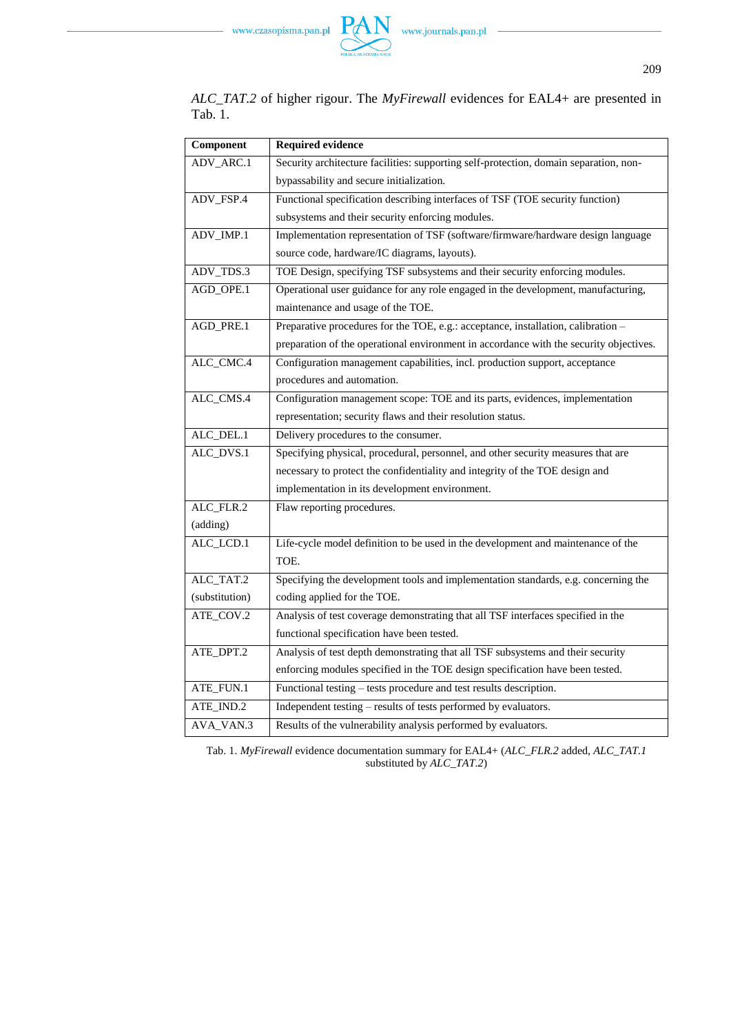*ALC_TAT.2* of higher rigour. The *MyFirewall* evidences for EAL4+ are presented in Tab. 1.

| Component | Required evidence |
|---|---|
| ADV_ARC.1 | Security architecture facilities: supporting self-protection, domain separation, non-bypassability and secure initialization. |
| ADV_FSP.4 | Functional specification describing interfaces of TSF (TOE security function) subsystems and their security enforcing modules. |
| ADV_IMP.1 | Implementation representation of TSF (software/firmware/hardware design language source code, hardware/IC diagrams, layouts). |
| ADV_TDS.3 | TOE Design, specifying TSF subsystems and their security enforcing modules. |
| AGD_OPE.1 | Operational user guidance for any role engaged in the development, manufacturing, maintenance and usage of the TOE. |
| AGD_PRE.1 | Preparative procedures for the TOE, e.g.: acceptance, installation, calibration – preparation of the operational environment in accordance with the security objectives. |
| ALC_CMC.4 | Configuration management capabilities, incl. production support, acceptance procedures and automation. |
| ALC_CMS.4 | Configuration management scope: TOE and its parts, evidences, implementation representation; security flaws and their resolution status. |
| ALC_DEL.1 | Delivery procedures to the consumer. |
| ALC_DVS.1 | Specifying physical, procedural, personnel, and other security measures that are necessary to protect the confidentiality and integrity of the TOE design and implementation in its development environment. |
| ALC_FLR.2 (adding) | Flaw reporting procedures. |
| ALC_LCD.1 | Life-cycle model definition to be used in the development and maintenance of the TOE. |
| ALC_TAT.2 (substitution) | Specifying the development tools and implementation standards, e.g. concerning the coding applied for the TOE. |
| ATE_COV.2 | Analysis of test coverage demonstrating that all TSF interfaces specified in the functional specification have been tested. |
| ATE_DPT.2 | Analysis of test depth demonstrating that all TSF subsystems and their security enforcing modules specified in the TOE design specification have been tested. |
| ATE_FUN.1 | Functional testing – tests procedure and test results description. |
| ATE_IND.2 | Independent testing – results of tests performed by evaluators. |
| AVA_VAN.3 | Results of the vulnerability analysis performed by evaluators. |

Tab. 1. *MyFirewall* evidence documentation summary for EAL4+ (*ALC_FLR.2* added, *ALC_TAT.1* substituted by *ALC_TAT.2*)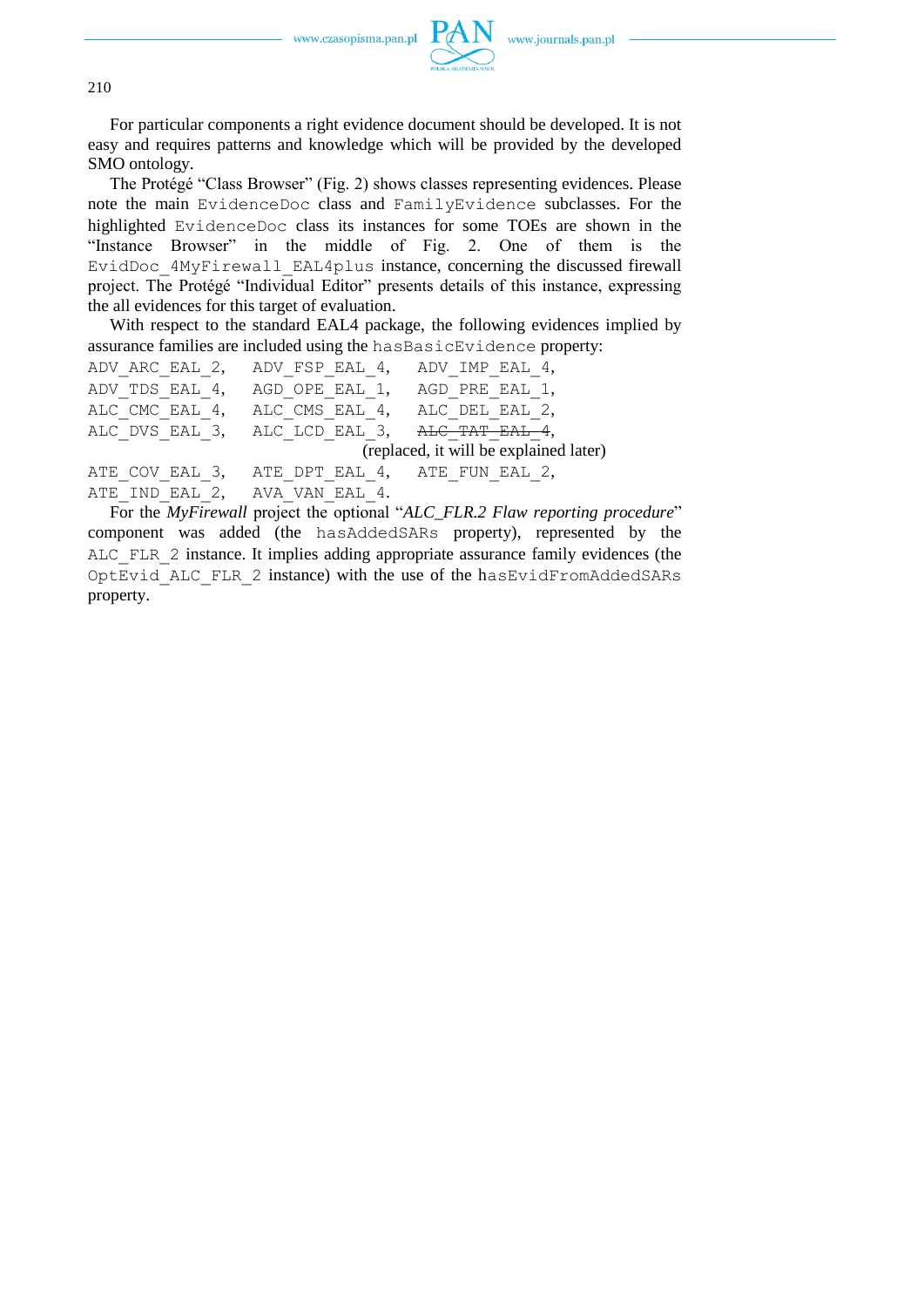For particular components a right evidence document should be developed. It is not easy and requires patterns and knowledge which will be provided by the developed SMO ontology.

The Protégé "Class Browser" (Fig. 2) shows classes representing evidences. Please note the main `EvidenceDoc` class and `FamilyEvidence` subclasses. For the highlighted `EvidenceDoc` class its instances for some TOEs are shown in the "Instance Browser" in the middle of Fig. 2. One of them is the `EvidDoc_4MyFirewall_EAL4plus` instance, concerning the discussed firewall project. The Protégé "Individual Editor" presents details of this instance, expressing the all evidences for this target of evaluation.

With respect to the standard EAL4 package, the following evidences implied by assurance families are included using the `hasBasicEvidence` property:

`ADV_ARC_EAL_2`, `ADV_FSP_EAL_4`, `ADV_IMP_EAL_4`,
`ADV_TDS_EAL_4`, `AGD_OPE_EAL_1`, `AGD_PRE_EAL_1`,
`ALC_CMC_EAL_4`, `ALC_CMS_EAL_4`, `ALC_DEL_EAL_2`,
`ALC_DVS_EAL_3`, `ALC_LCD_EAL_3`, ~~`ALC_TAT_EAL_4`~~,
(replaced, it will be explained later)
`ATE_COV_EAL_3`, `ATE_DPT_EAL_4`, `ATE_FUN_EAL_2`,
`ATE_IND_EAL_2`, `AVA_VAN_EAL_4`.

For the *MyFirewall* project the optional "*ALC_FLR.2 Flaw reporting procedure*" component was added (the `hasAddedSARs` property), represented by the `ALC_FLR_2` instance. It implies adding appropriate assurance family evidences (the `OptEvid_ALC_FLR_2` instance) with the use of the `hasEvidFromAddedSARs` property.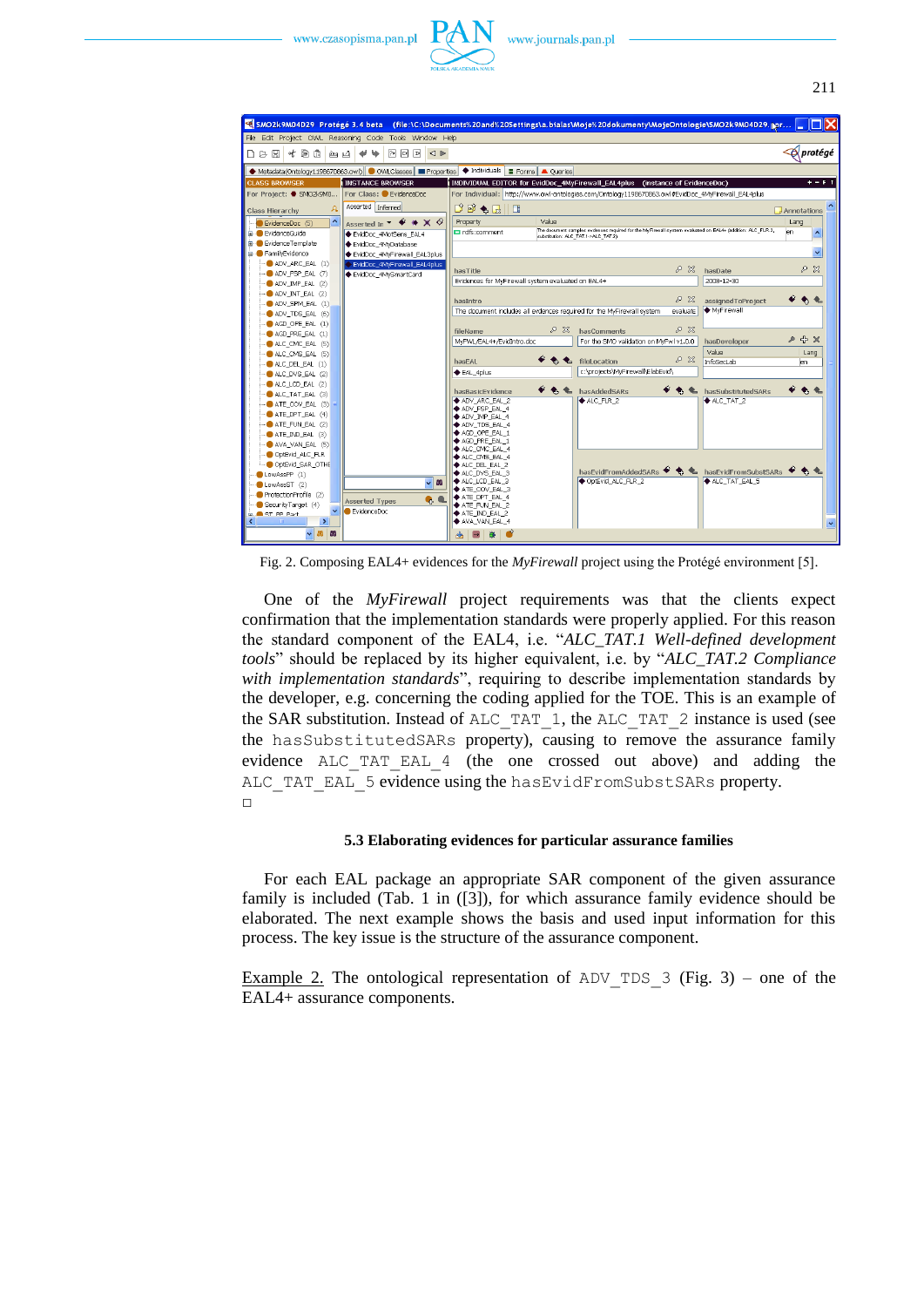Fig. 2. Composing EAL4+ evidences for the *MyFirewall* project using the Protégé environment [5].

One of the *MyFirewall* project requirements was that the clients expect confirmation that the implementation standards were properly applied. For this reason the standard component of the EAL4, i.e. "*ALC_TAT.1 Well-defined development tools*" should be replaced by its higher equivalent, i.e. by "*ALC_TAT.2 Compliance with implementation standards*", requiring to describe implementation standards by the developer, e.g. concerning the coding applied for the TOE. This is an example of the SAR substitution. Instead of ALC_TAT_1, the ALC_TAT_2 instance is used (see the hasSubstitutedSARs property), causing to remove the assurance family evidence ALC_TAT_EAL_4 (the one crossed out above) and adding the ALC_TAT_EAL_5 evidence using the hasEvidFromSubstSARs property.
□

### 5.3 Elaborating evidences for particular assurance families

For each EAL package an appropriate SAR component of the given assurance family is included (Tab. 1 in ([3]), for which assurance family evidence should be elaborated. The next example shows the basis and used input information for this process. The key issue is the structure of the assurance component.

Example 2. The ontological representation of ADV_TDS_3 (Fig. 3) – one of the EAL4+ assurance components.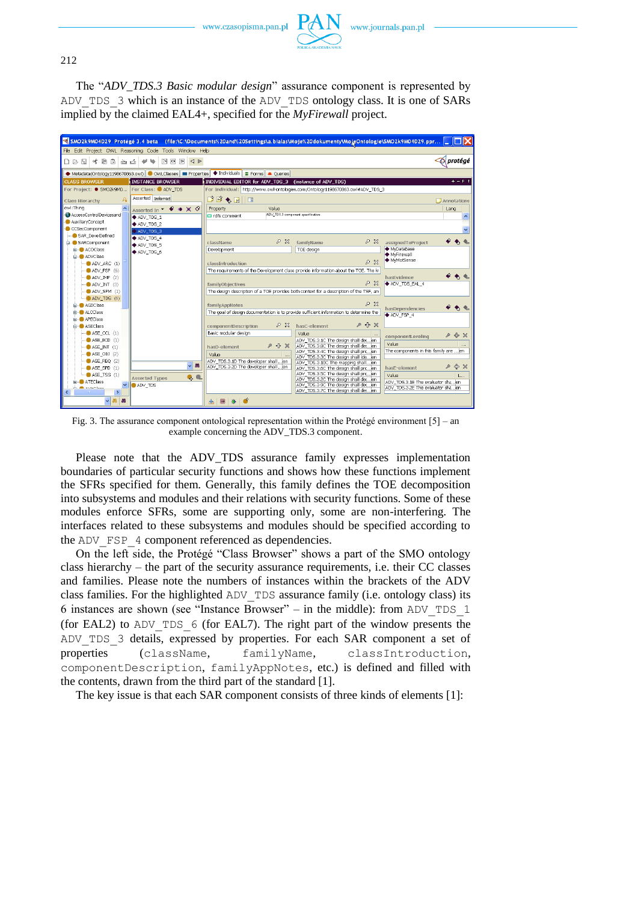The “*ADV_TDS.3 Basic modular design*” assurance component is represented by `ADV_TDS_3` which is an instance of the `ADV_TDS` ontology class. It is one of SARs implied by the claimed EAL4+, specified for the *MyFirewall* project.

Fig. 3. The assurance component ontological representation within the Protégé environment [5] – an example concerning the ADV_TDS.3 component.

Please note that the ADV_TDS assurance family expresses implementation boundaries of particular security functions and shows how these functions implement the SFRs specified for them. Generally, this family defines the TOE decomposition into subsystems and modules and their relations with security functions. Some of these modules enforce SFRs, some are supporting only, some are non-interfering. The interfaces related to these subsystems and modules should be specified according to the `ADV_FSP_4` component referenced as dependencies.

On the left side, the Protégé “Class Browser” shows a part of the SMO ontology class hierarchy – the part of the security assurance requirements, i.e. their CC classes and families. Please note the numbers of instances within the brackets of the ADV class families. For the highlighted `ADV_TDS` assurance family (i.e. ontology class) its 6 instances are shown (see “Instance Browser” – in the middle): from `ADV_TDS_1` (for EAL2) to `ADV_TDS_6` (for EAL7). The right part of the window presents the `ADV_TDS_3` details, expressed by properties. For each SAR component a set of properties (`className`, `familyName`, `classIntroduction`, `componentDescription`, `familyAppNotes`, etc.) is defined and filled with the contents, drawn from the third part of the standard [1].

The key issue is that each SAR component consists of three kinds of elements [1]: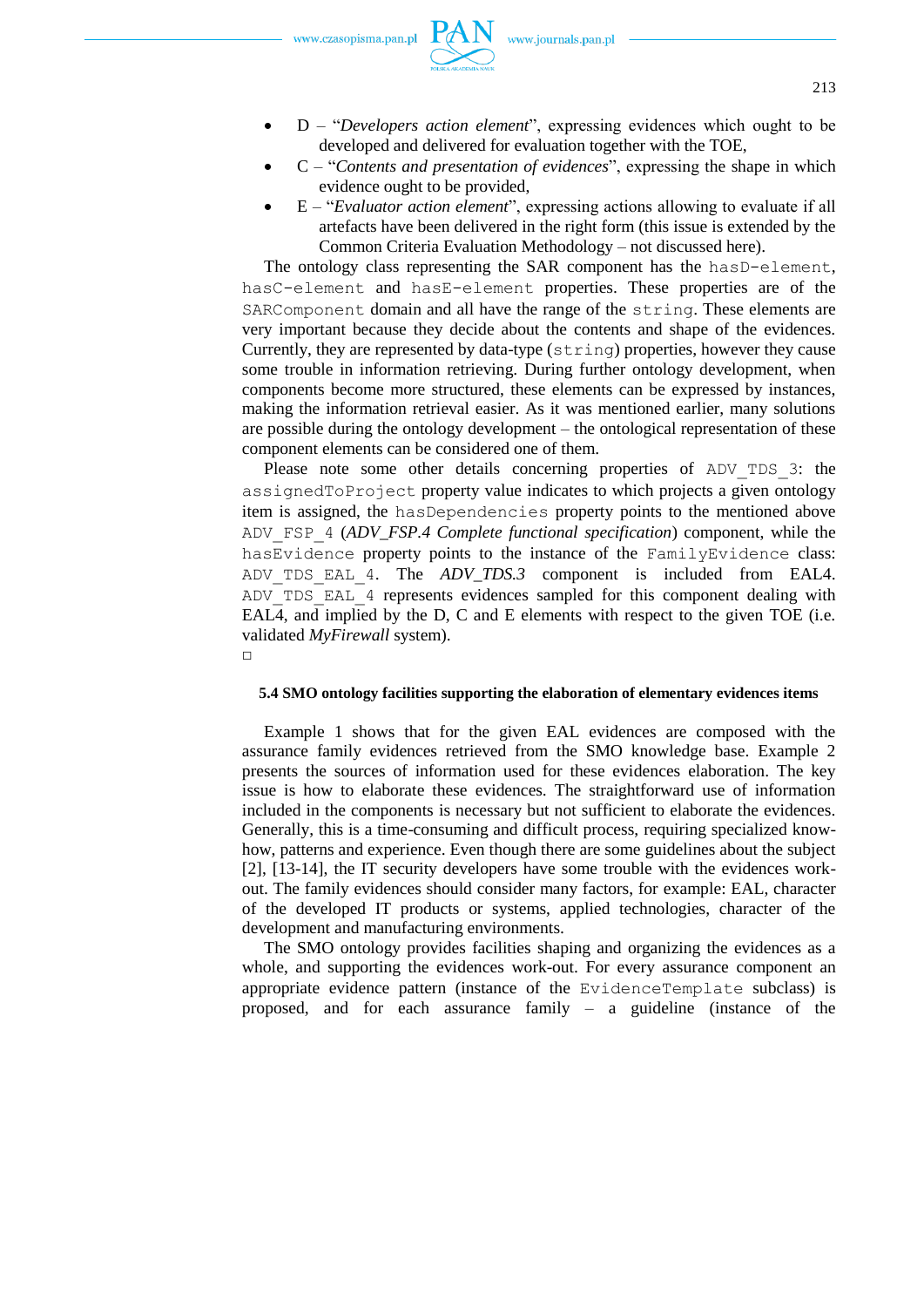- D – "*Developers action element*", expressing evidences which ought to be developed and delivered for evaluation together with the TOE,
- C – "*Contents and presentation of evidences*", expressing the shape in which evidence ought to be provided,
- E – "*Evaluator action element*", expressing actions allowing to evaluate if all artefacts have been delivered in the right form (this issue is extended by the Common Criteria Evaluation Methodology – not discussed here).

The ontology class representing the SAR component has the `hasD-element`, `hasC-element` and `hasE-element` properties. These properties are of the `SARComponent` domain and all have the range of the `string`. These elements are very important because they decide about the contents and shape of the evidences. Currently, they are represented by data-type (`string`) properties, however they cause some trouble in information retrieving. During further ontology development, when components become more structured, these elements can be expressed by instances, making the information retrieval easier. As it was mentioned earlier, many solutions are possible during the ontology development – the ontological representation of these component elements can be considered one of them.

Please note some other details concerning properties of `ADV_TDS_3`: the `assignedToProject` property value indicates to which projects a given ontology item is assigned, the `hasDependencies` property points to the mentioned above `ADV_FSP_4` (*ADV_FSP.4 Complete functional specification*) component, while the `hasEvidence` property points to the instance of the `FamilyEvidence` class: `ADV_TDS_EAL_4`. The *ADV_TDS.3* component is included from EAL4. `ADV_TDS_EAL_4` represents evidences sampled for this component dealing with EAL4, and implied by the D, C and E elements with respect to the given TOE (i.e. validated *MyFirewall* system).

□

#### 5.4 SMO ontology facilities supporting the elaboration of elementary evidences items

Example 1 shows that for the given EAL evidences are composed with the assurance family evidences retrieved from the SMO knowledge base. Example 2 presents the sources of information used for these evidences elaboration. The key issue is how to elaborate these evidences. The straightforward use of information included in the components is necessary but not sufficient to elaborate the evidences. Generally, this is a time-consuming and difficult process, requiring specialized know-how, patterns and experience. Even though there are some guidelines about the subject [2], [13-14], the IT security developers have some trouble with the evidences work-out. The family evidences should consider many factors, for example: EAL, character of the developed IT products or systems, applied technologies, character of the development and manufacturing environments.

The SMO ontology provides facilities shaping and organizing the evidences as a whole, and supporting the evidences work-out. For every assurance component an appropriate evidence pattern (instance of the `EvidenceTemplate` subclass) is proposed, and for each assurance family – a guideline (instance of the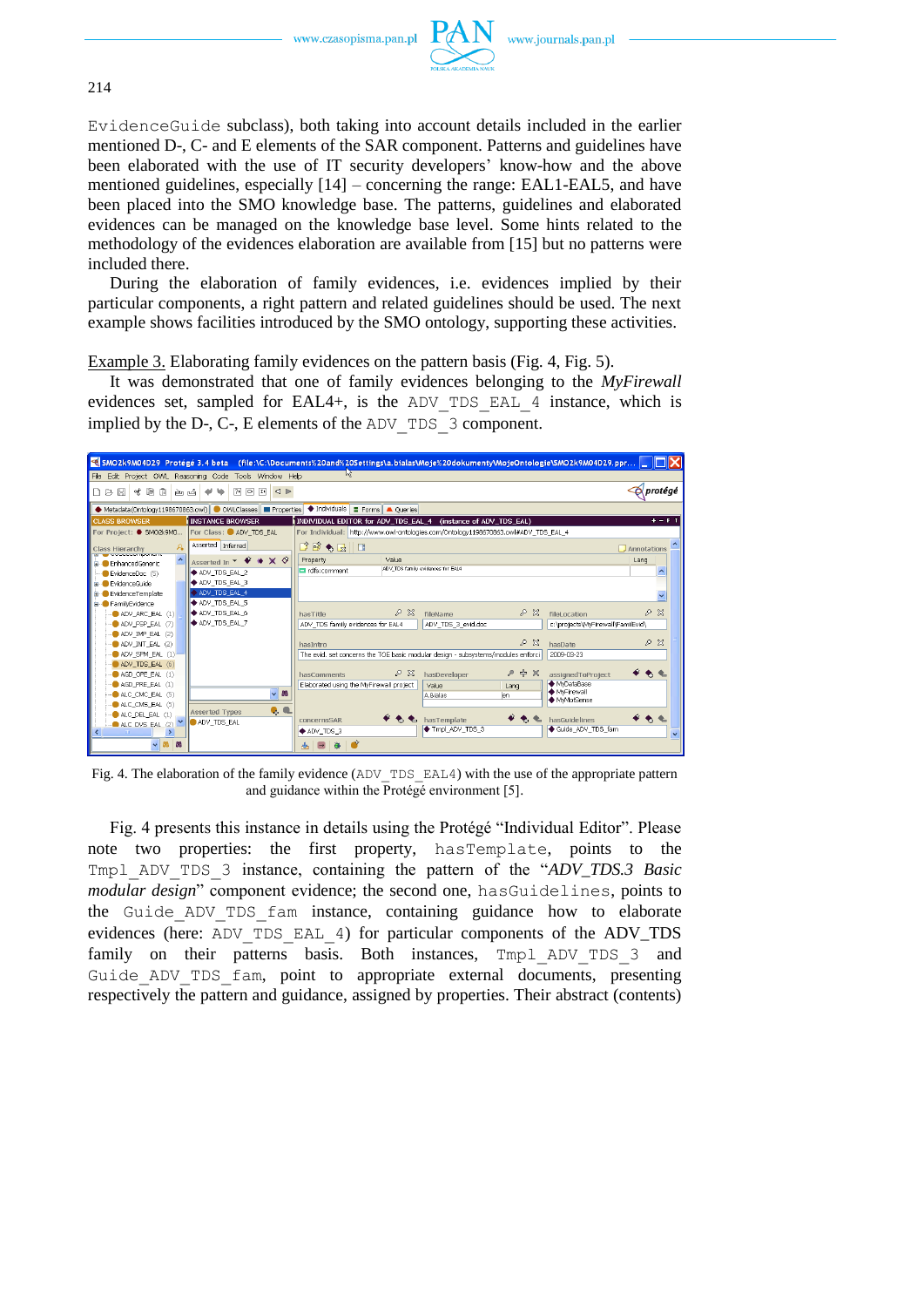EvidenceGuide subclass), both taking into account details included in the earlier mentioned D-, C- and E elements of the SAR component. Patterns and guidelines have been elaborated with the use of IT security developers' know-how and the above mentioned guidelines, especially [14] – concerning the range: EAL1-EAL5, and have been placed into the SMO knowledge base. The patterns, guidelines and elaborated evidences can be managed on the knowledge base level. Some hints related to the methodology of the evidences elaboration are available from [15] but no patterns were included there.

During the elaboration of family evidences, i.e. evidences implied by their particular components, a right pattern and related guidelines should be used. The next example shows facilities introduced by the SMO ontology, supporting these activities.

Example 3. Elaborating family evidences on the pattern basis (Fig. 4, Fig. 5).

It was demonstrated that one of family evidences belonging to the *MyFirewall* evidences set, sampled for EAL4+, is the ADV_TDS_EAL_4 instance, which is implied by the D-, C-, E elements of the ADV_TDS_3 component.

Fig. 4. The elaboration of the family evidence (ADV_TDS_EAL4) with the use of the appropriate pattern and guidance within the Protégé environment [5].

Fig. 4 presents this instance in details using the Protégé "Individual Editor". Please note two properties: the first property, hasTemplate, points to the Tmpl_ADV_TDS_3 instance, containing the pattern of the "*ADV_TDS.3 Basic modular design*" component evidence; the second one, hasGuidelines, points to the Guide_ADV_TDS_fam instance, containing guidance how to elaborate evidences (here: ADV_TDS_EAL_4) for particular components of the ADV_TDS family on their patterns basis. Both instances, Tmpl_ADV_TDS_3 and Guide_ADV_TDS_fam, point to appropriate external documents, presenting respectively the pattern and guidance, assigned by properties. Their abstract (contents)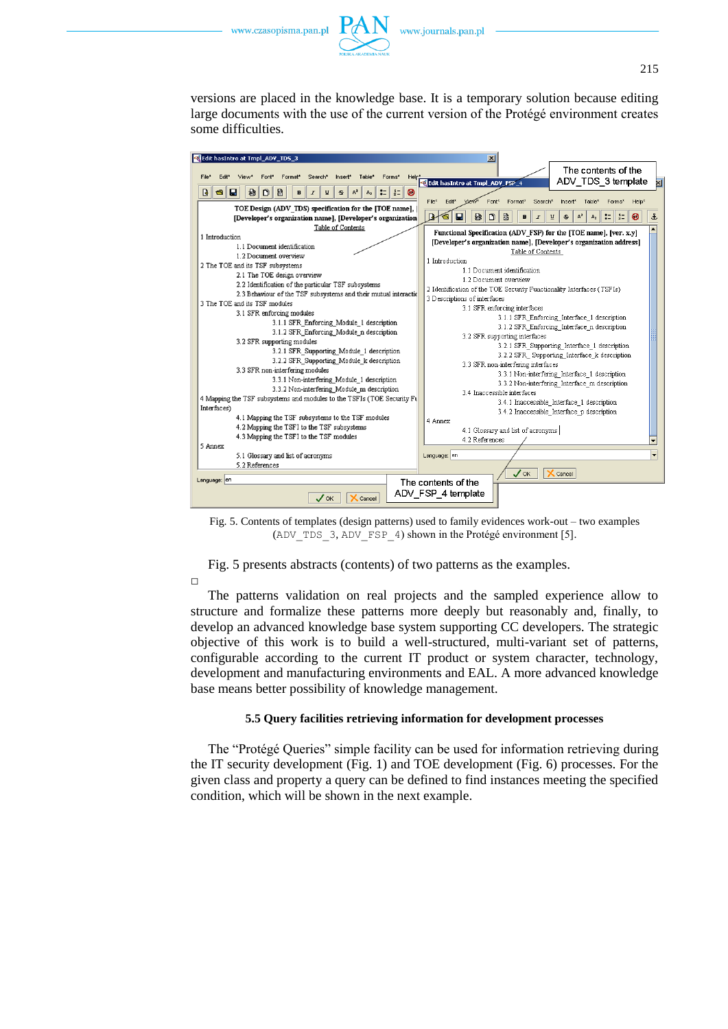versions are placed in the knowledge base. It is a temporary solution because editing large documents with the use of the current version of the Protégé environment creates some difficulties.

Fig. 5. Contents of templates (design patterns) used to family evidences work-out – two examples (ADV_TDS_3, ADV_FSP_4) shown in the Protégé environment [5].

Fig. 5 presents abstracts (contents) of two patterns as the examples.

□

The patterns validation on real projects and the sampled experience allow to structure and formalize these patterns more deeply but reasonably and, finally, to develop an advanced knowledge base system supporting CC developers. The strategic objective of this work is to build a well-structured, multi-variant set of patterns, configurable according to the current IT product or system character, technology, development and manufacturing environments and EAL. A more advanced knowledge base means better possibility of knowledge management.

### 5.5 Query facilities retrieving information for development processes

The "Protégé Queries" simple facility can be used for information retrieving during the IT security development (Fig. 1) and TOE development (Fig. 6) processes. For the given class and property a query can be defined to find instances meeting the specified condition, which will be shown in the next example.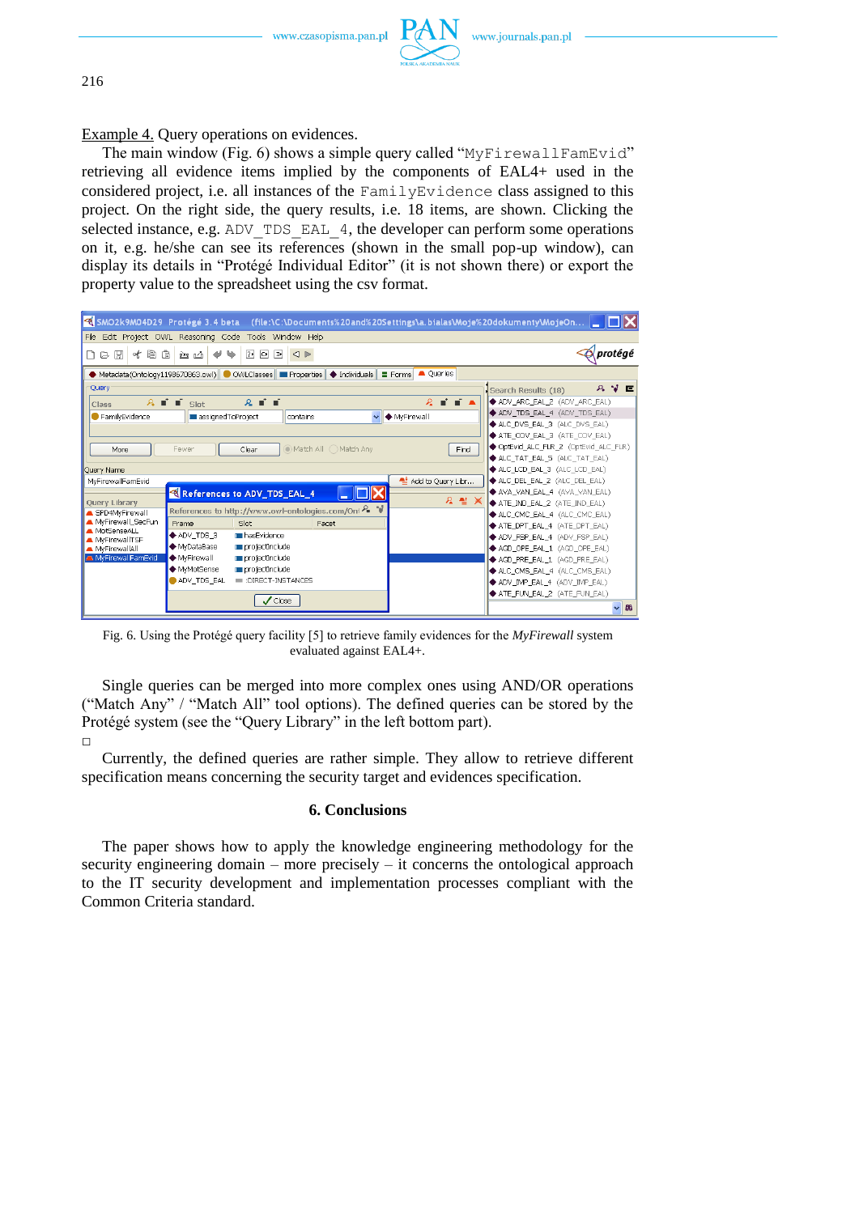Example 4. Query operations on evidences.

The main window (Fig. 6) shows a simple query called "MyFirewallFamEvid" retrieving all evidence items implied by the components of EAL4+ used in the considered project, i.e. all instances of the FamilyEvidence class assigned to this project. On the right side, the query results, i.e. 18 items, are shown. Clicking the selected instance, e.g. ADV_TDS_EAL_4, the developer can perform some operations on it, e.g. he/she can see its references (shown in the small pop-up window), can display its details in "Protégé Individual Editor" (it is not shown there) or export the property value to the spreadsheet using the csv format.

Fig. 6. Using the Protégé query facility [5] to retrieve family evidences for the *MyFirewall* system evaluated against EAL4+.

Single queries can be merged into more complex ones using AND/OR operations ("Match Any" / "Match All" tool options). The defined queries can be stored by the Protégé system (see the "Query Library" in the left bottom part).

□

Currently, the defined queries are rather simple. They allow to retrieve different specification means concerning the security target and evidences specification.

## 6. Conclusions

The paper shows how to apply the knowledge engineering methodology for the security engineering domain – more precisely – it concerns the ontological approach to the IT security development and implementation processes compliant with the Common Criteria standard.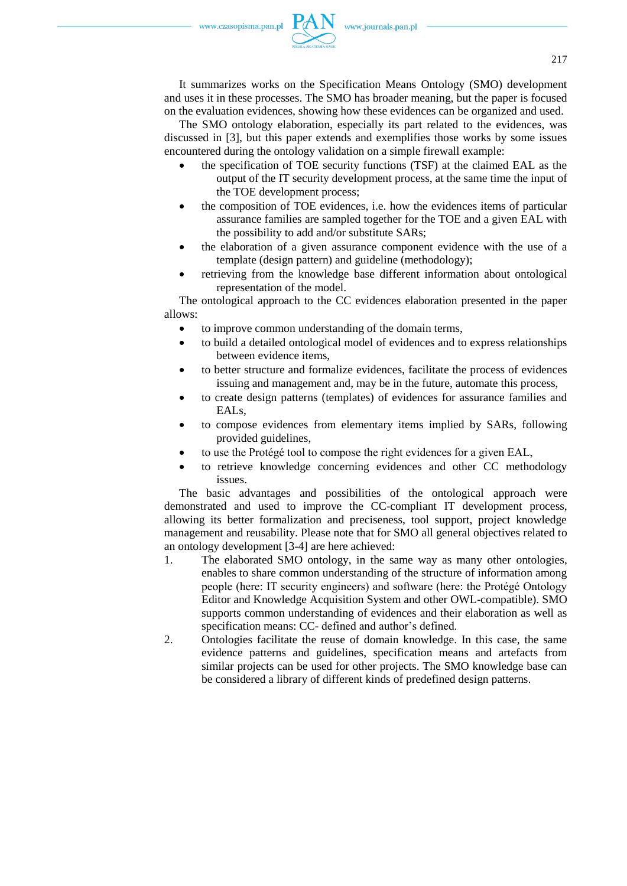It summarizes works on the Specification Means Ontology (SMO) development and uses it in these processes. The SMO has broader meaning, but the paper is focused on the evaluation evidences, showing how these evidences can be organized and used.

The SMO ontology elaboration, especially its part related to the evidences, was discussed in [3], but this paper extends and exemplifies those works by some issues encountered during the ontology validation on a simple firewall example:

- the specification of TOE security functions (TSF) at the claimed EAL as the output of the IT security development process, at the same time the input of the TOE development process;
- the composition of TOE evidences, i.e. how the evidences items of particular assurance families are sampled together for the TOE and a given EAL with the possibility to add and/or substitute SARs;
- the elaboration of a given assurance component evidence with the use of a template (design pattern) and guideline (methodology);
- retrieving from the knowledge base different information about ontological representation of the model.

The ontological approach to the CC evidences elaboration presented in the paper allows:

- to improve common understanding of the domain terms,
- to build a detailed ontological model of evidences and to express relationships between evidence items,
- to better structure and formalize evidences, facilitate the process of evidences issuing and management and, may be in the future, automate this process,
- to create design patterns (templates) of evidences for assurance families and EALs,
- to compose evidences from elementary items implied by SARs, following provided guidelines,
- to use the Protégé tool to compose the right evidences for a given EAL,
- to retrieve knowledge concerning evidences and other CC methodology issues.

The basic advantages and possibilities of the ontological approach were demonstrated and used to improve the CC-compliant IT development process, allowing its better formalization and preciseness, tool support, project knowledge management and reusability. Please note that for SMO all general objectives related to an ontology development [3-4] are here achieved:

1. The elaborated SMO ontology, in the same way as many other ontologies, enables to share common understanding of the structure of information among people (here: IT security engineers) and software (here: the Protégé Ontology Editor and Knowledge Acquisition System and other OWL-compatible). SMO supports common understanding of evidences and their elaboration as well as specification means: CC- defined and author's defined.
2. Ontologies facilitate the reuse of domain knowledge. In this case, the same evidence patterns and guidelines, specification means and artefacts from similar projects can be used for other projects. The SMO knowledge base can be considered a library of different kinds of predefined design patterns.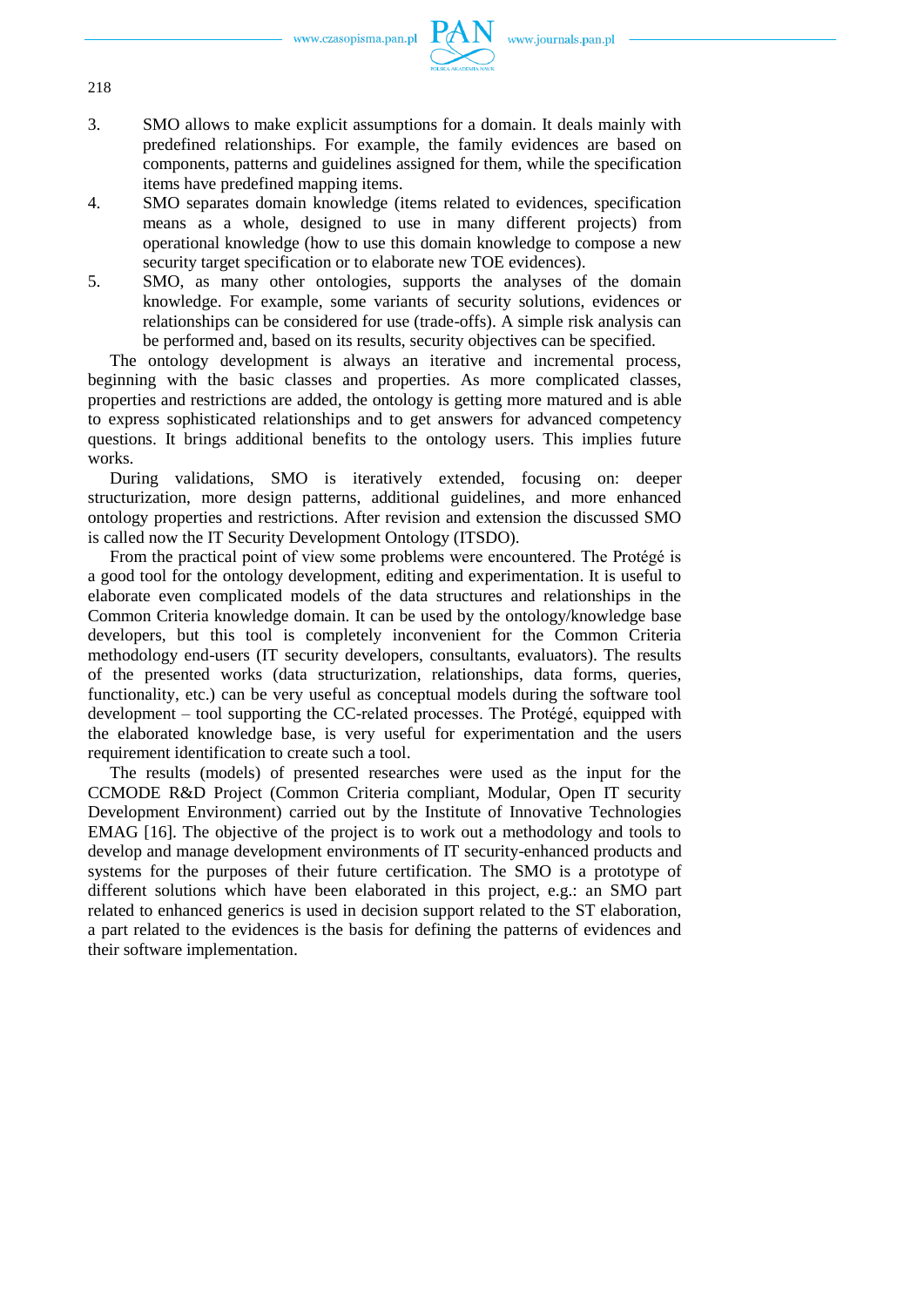3. SMO allows to make explicit assumptions for a domain. It deals mainly with predefined relationships. For example, the family evidences are based on components, patterns and guidelines assigned for them, while the specification items have predefined mapping items.
4. SMO separates domain knowledge (items related to evidences, specification means as a whole, designed to use in many different projects) from operational knowledge (how to use this domain knowledge to compose a new security target specification or to elaborate new TOE evidences).
5. SMO, as many other ontologies, supports the analyses of the domain knowledge. For example, some variants of security solutions, evidences or relationships can be considered for use (trade-offs). A simple risk analysis can be performed and, based on its results, security objectives can be specified.

The ontology development is always an iterative and incremental process, beginning with the basic classes and properties. As more complicated classes, properties and restrictions are added, the ontology is getting more matured and is able to express sophisticated relationships and to get answers for advanced competency questions. It brings additional benefits to the ontology users. This implies future works.

During validations, SMO is iteratively extended, focusing on: deeper structurization, more design patterns, additional guidelines, and more enhanced ontology properties and restrictions. After revision and extension the discussed SMO is called now the IT Security Development Ontology (ITSDO).

From the practical point of view some problems were encountered. The Protégé is a good tool for the ontology development, editing and experimentation. It is useful to elaborate even complicated models of the data structures and relationships in the Common Criteria knowledge domain. It can be used by the ontology/knowledge base developers, but this tool is completely inconvenient for the Common Criteria methodology end-users (IT security developers, consultants, evaluators). The results of the presented works (data structurization, relationships, data forms, queries, functionality, etc.) can be very useful as conceptual models during the software tool development – tool supporting the CC-related processes. The Protégé, equipped with the elaborated knowledge base, is very useful for experimentation and the users requirement identification to create such a tool.

The results (models) of presented researches were used as the input for the CCMODE R&D Project (Common Criteria compliant, Modular, Open IT security Development Environment) carried out by the Institute of Innovative Technologies EMAG [16]. The objective of the project is to work out a methodology and tools to develop and manage development environments of IT security-enhanced products and systems for the purposes of their future certification. The SMO is a prototype of different solutions which have been elaborated in this project, e.g.: an SMO part related to enhanced generics is used in decision support related to the ST elaboration, a part related to the evidences is the basis for defining the patterns of evidences and their software implementation.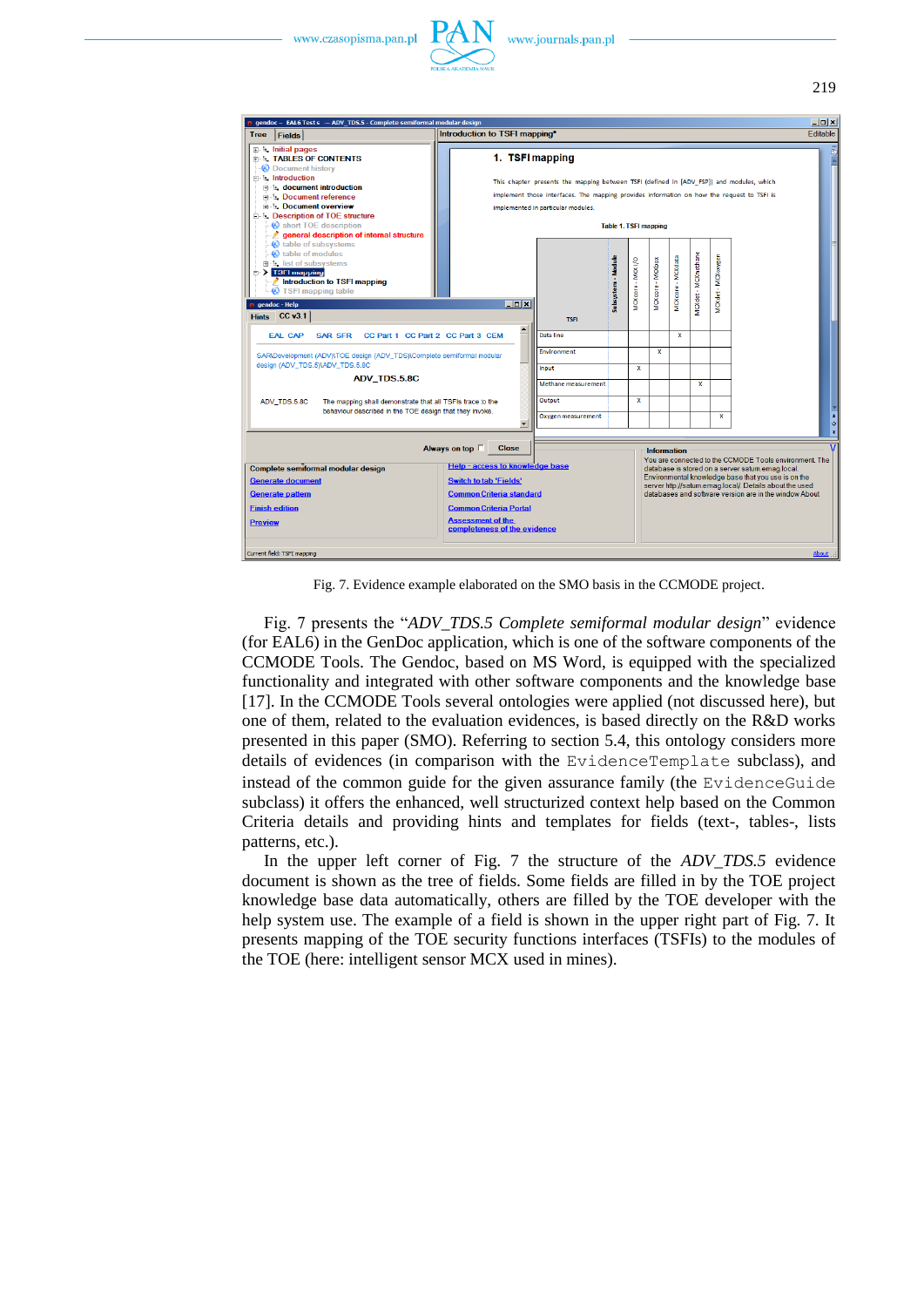Fig. 7. Evidence example elaborated on the SMO basis in the CCMODE project.

Fig. 7 presents the "*ADV_TDS.5 Complete semiformal modular design*" evidence (for EAL6) in the GenDoc application, which is one of the software components of the CCMODE Tools. The Gendoc, based on MS Word, is equipped with the specialized functionality and integrated with other software components and the knowledge base [17]. In the CCMODE Tools several ontologies were applied (not discussed here), but one of them, related to the evaluation evidences, is based directly on the R&D works presented in this paper (SMO). Referring to section 5.4, this ontology considers more details of evidences (in comparison with the `EvidenceTemplate` subclass), and instead of the common guide for the given assurance family (the `EvidenceGuide` subclass) it offers the enhanced, well structurized context help based on the Common Criteria details and providing hints and templates for fields (text-, tables-, lists patterns, etc.).

In the upper left corner of Fig. 7 the structure of the *ADV_TDS.5* evidence document is shown as the tree of fields. Some fields are filled in by the TOE project knowledge base data automatically, others are filled by the TOE developer with the help system use. The example of a field is shown in the upper right part of Fig. 7. It presents mapping of the TOE security functions interfaces (TSFIs) to the modules of the TOE (here: intelligent sensor MCX used in mines).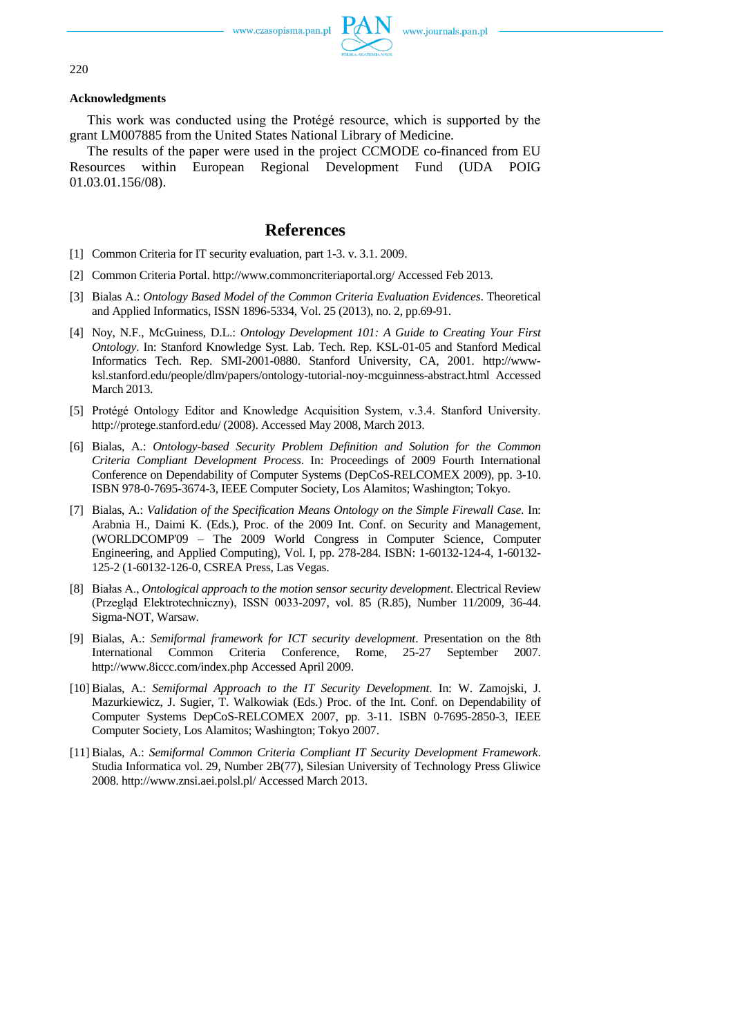**Acknowledgments**

This work was conducted using the Protégé resource, which is supported by the grant LM007885 from the United States National Library of Medicine.

The results of the paper were used in the project CCMODE co-financed from EU Resources within European Regional Development Fund (UDA POIG 01.03.01.156/08).

## References

[1] Common Criteria for IT security evaluation, part 1-3. v. 3.1. 2009.

[2] Common Criteria Portal. http://www.commoncriteriaportal.org/ Accessed Feb 2013.

[3] Bialas A.: *Ontology Based Model of the Common Criteria Evaluation Evidences*. Theoretical and Applied Informatics, ISSN 1896-5334, Vol. 25 (2013), no. 2, pp.69-91.

[4] Noy, N.F., McGuiness, D.L.: *Ontology Development 101: A Guide to Creating Your First Ontology*. In: Stanford Knowledge Syst. Lab. Tech. Rep. KSL-01-05 and Stanford Medical Informatics Tech. Rep. SMI-2001-0880. Stanford University, CA, 2001. http://www-ksl.stanford.edu/people/dlm/papers/ontology-tutorial-noy-mcguinness-abstract.html Accessed March 2013.

[5] Protégé Ontology Editor and Knowledge Acquisition System, v.3.4. Stanford University. http://protege.stanford.edu/ (2008). Accessed May 2008, March 2013.

[6] Bialas, A.: *Ontology-based Security Problem Definition and Solution for the Common Criteria Compliant Development Process*. In: Proceedings of 2009 Fourth International Conference on Dependability of Computer Systems (DepCoS-RELCOMEX 2009), pp. 3-10. ISBN 978-0-7695-3674-3, IEEE Computer Society, Los Alamitos; Washington; Tokyo.

[7] Bialas, A.: *Validation of the Specification Means Ontology on the Simple Firewall Case*. In: Arabnia H., Daimi K. (Eds.), Proc. of the 2009 Int. Conf. on Security and Management, (WORLDCOMP'09 – The 2009 World Congress in Computer Science, Computer Engineering, and Applied Computing), Vol. I, pp. 278-284. ISBN: 1-60132-124-4, 1-60132-125-2 (1-60132-126-0, CSREA Press, Las Vegas.

[8] Białas A., *Ontological approach to the motion sensor security development*. Electrical Review (Przegląd Elektrotechniczny), ISSN 0033-2097, vol. 85 (R.85), Number 11/2009, 36-44. Sigma-NOT, Warsaw.

[9] Bialas, A.: *Semiformal framework for ICT security development*. Presentation on the 8th International Common Criteria Conference, Rome, 25-27 September 2007. http://www.8iccc.com/index.php Accessed April 2009.

[10] Bialas, A.: *Semiformal Approach to the IT Security Development*. In: W. Zamojski, J. Mazurkiewicz, J. Sugier, T. Walkowiak (Eds.) Proc. of the Int. Conf. on Dependability of Computer Systems DepCoS-RELCOMEX 2007, pp. 3-11. ISBN 0-7695-2850-3, IEEE Computer Society, Los Alamitos; Washington; Tokyo 2007.

[11] Bialas, A.: *Semiformal Common Criteria Compliant IT Security Development Framework*. Studia Informatica vol. 29, Number 2B(77), Silesian University of Technology Press Gliwice 2008. http://www.znsi.aei.polsl.pl/ Accessed March 2013.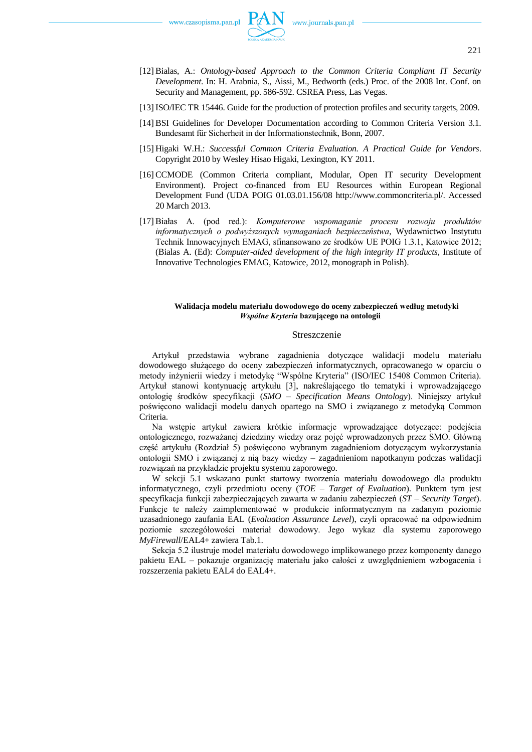[12] Bialas, A.: *Ontology-based Approach to the Common Criteria Compliant IT Security Development*. In: H. Arabnia, S., Aissi, M., Bedworth (eds.) Proc. of the 2008 Int. Conf. on Security and Management, pp. 586-592. CSREA Press, Las Vegas.

[13] ISO/IEC TR 15446. Guide for the production of protection profiles and security targets, 2009.

[14] BSI Guidelines for Developer Documentation according to Common Criteria Version 3.1. Bundesamt für Sicherheit in der Informationstechnik, Bonn, 2007.

[15] Higaki W.H.: *Successful Common Criteria Evaluation. A Practical Guide for Vendors*. Copyright 2010 by Wesley Hisao Higaki, Lexington, KY 2011.

[16] CCMODE (Common Criteria compliant, Modular, Open IT security Development Environment). Project co-financed from EU Resources within European Regional Development Fund (UDA POIG 01.03.01.156/08 http://www.commoncriteria.pl/. Accessed 20 March 2013.

[17] Białas A. (pod red.): *Komputerowe wspomaganie procesu rozwoju produktów informatycznych o podwyższonych wymaganiach bezpieczeństwa*, Wydawnictwo Instytutu Technik Innowacyjnych EMAG, sfinansowano ze środków UE POIG 1.3.1, Katowice 2012; (Bialas A. (Ed): *Computer-aided development of the high integrity IT products*, Institute of Innovative Technologies EMAG, Katowice, 2012, monograph in Polish).

**Walidacja modelu materiału dowodowego do oceny zabezpieczeń według metodyki *Wspólne Kryteria* bazującego na ontologii**

## Streszczenie

Artykuł przedstawia wybrane zagadnienia dotyczące walidacji modelu materiału dowodowego służącego do oceny zabezpieczeń informatycznych, opracowanego w oparciu o metody inżynierii wiedzy i metodykę "Wspólne Kryteria" (ISO/IEC 15408 Common Criteria). Artykuł stanowi kontynuację artykułu [3], nakreślającego tło tematyki i wprowadzającego ontologię środków specyfikacji (*SMO – Specification Means Ontology*). Niniejszy artykuł poświęcono walidacji modelu danych opartego na SMO i związanego z metodyką Common Criteria.

Na wstępie artykuł zawiera krótkie informacje wprowadzające dotyczące: podejścia ontologicznego, rozważanej dziedziny wiedzy oraz pojęć wprowadzonych przez SMO. Główną część artykułu (Rozdział 5) poświęcono wybranym zagadnieniom dotyczącym wykorzystania ontologii SMO i związanej z nią bazy wiedzy – zagadnieniom napotkanym podczas walidacji rozwiązań na przykładzie projektu systemu zaporowego.

W sekcji 5.1 wskazano punkt startowy tworzenia materiału dowodowego dla produktu informatycznego, czyli przedmiotu oceny (*TOE – Target of Evaluation*). Punktem tym jest specyfikacja funkcji zabezpieczających zawarta w zadaniu zabezpieczeń (*ST – Security Target*). Funkcje te należy zaimplementować w produkcie informatycznym na zadanym poziomie uzasadnionego zaufania EAL (*Evaluation Assurance Level*), czyli opracować na odpowiednim poziomie szczegółowości materiał dowodowy. Jego wykaz dla systemu zaporowego *MyFirewall*/EAL4+ zawiera Tab.1.

Sekcja 5.2 ilustruje model materiału dowodowego implikowanego przez komponenty danego pakietu EAL – pokazuje organizację materiału jako całości z uwzględnieniem wzbogacenia i rozszerzenia pakietu EAL4 do EAL4+.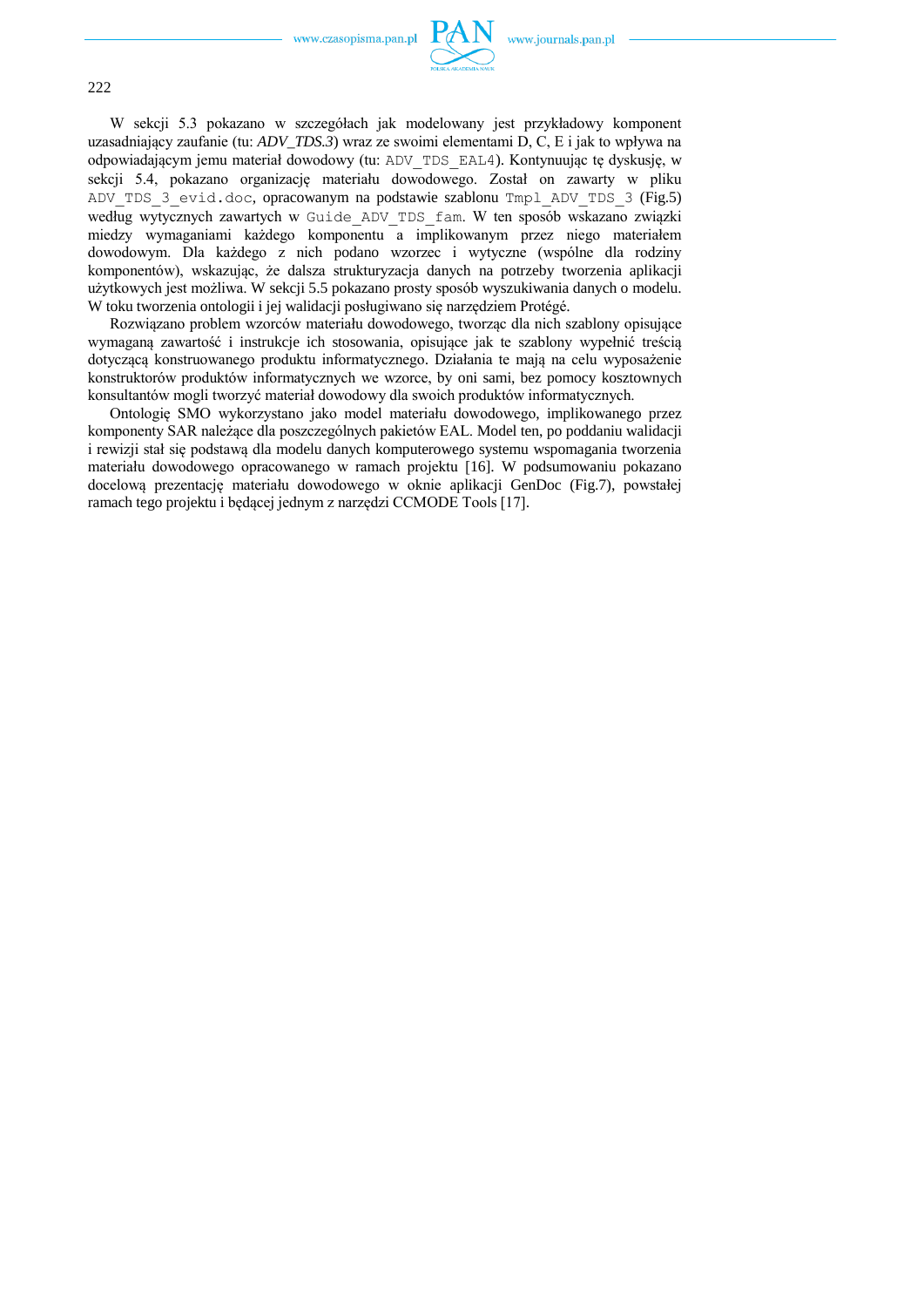W sekcji 5.3 pokazano w szczegółach jak modelowany jest przykładowy komponent uzasadniający zaufanie (tu: *ADV_TDS.3*) wraz ze swoimi elementami D, C, E i jak to wpływa na odpowiadającym jemu materiał dowodowy (tu: `ADV_TDS_EAL4`). Kontynuując tę dyskusję, w sekcji 5.4, pokazano organizację materiału dowodowego. Został on zawarty w pliku `ADV_TDS_3_evid.doc`, opracowanym na podstawie szablonu `Tmpl_ADV_TDS_3` (Fig.5) według wytycznych zawartych w `Guide_ADV_TDS_fam`. W ten sposób wskazano związki miedzy wymaganiami każdego komponentu a implikowanym przez niego materiałem dowodowym. Dla każdego z nich podano wzorzec i wytyczne (wspólne dla rodziny komponentów), wskazując, że dalsza strukturyzacja danych na potrzeby tworzenia aplikacji użytkowych jest możliwa. W sekcji 5.5 pokazano prosty sposób wyszukiwania danych o modelu. W toku tworzenia ontologii i jej walidacji posługiwano się narzędziem Protégé.

Rozwiązano problem wzorców materiału dowodowego, tworząc dla nich szablony opisujące wymaganą zawartość i instrukcje ich stosowania, opisujące jak te szablony wypełnić treścią dotyczącą konstruowanego produktu informatycznego. Działania te mają na celu wyposażenie konstruktorów produktów informatycznych we wzorce, by oni sami, bez pomocy kosztownych konsultantów mogli tworzyć materiał dowodowy dla swoich produktów informatycznych.

Ontologię SMO wykorzystano jako model materiału dowodowego, implikowanego przez komponenty SAR należące dla poszczególnych pakietów EAL. Model ten, po poddaniu walidacji i rewizji stał się podstawą dla modelu danych komputerowego systemu wspomagania tworzenia materiału dowodowego opracowanego w ramach projektu [16]. W podsumowaniu pokazano docelową prezentację materiału dowodowego w oknie aplikacji GenDoc (Fig.7), powstałej ramach tego projektu i będącej jednym z narzędzi CCMODE Tools [17].